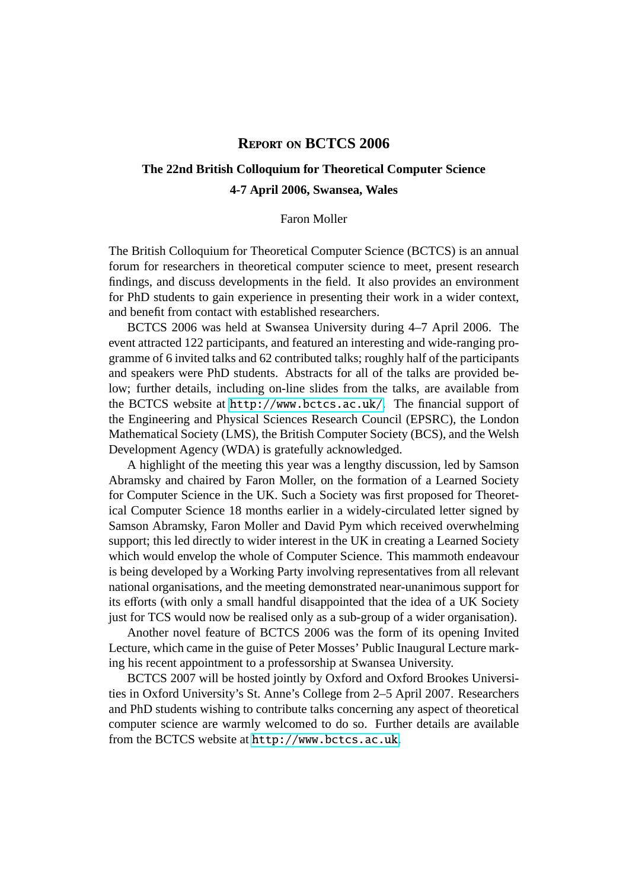# Report on BCTCS 2006

## The 22nd British Colloquium for Theoretical Computer Science

## 4-7 April 2006, Swansea, Wales

Faron Moller

The British Colloquium for Theoretical Computer Science (BCTCS) is an annual forum for researchers in theoretical computer science to meet, present research findings, and discuss developments in the field. It also provides an environment for PhD students to gain experience in presenting their work in a wider context, and benefit from contact with established researchers.

BCTCS 2006 was held at Swansea University during 4–7 April 2006. The event attracted 122 participants, and featured an interesting and wide-ranging programme of 6 invited talks and 62 contributed talks; roughly half of the participants and speakers were PhD students. Abstracts for all of the talks are provided below; further details, including on-line slides from the talks, are available from the BCTCS website at http://www.bctcs.ac.uk/. The financial support of the Engineering and Physical Sciences Research Council (EPSRC), the London Mathematical Society (LMS), the British Computer Society (BCS), and the Welsh Development Agency (WDA) is gratefully acknowledged.

A highlight of the meeting this year was a lengthy discussion, led by Samson Abramsky and chaired by Faron Moller, on the formation of a Learned Society for Computer Science in the UK. Such a Society was first proposed for Theoretical Computer Science 18 months earlier in a widely-circulated letter signed by Samson Abramsky, Faron Moller and David Pym which received overwhelming support; this led directly to wider interest in the UK in creating a Learned Society which would envelop the whole of Computer Science. This mammoth endeavour is being developed by a Working Party involving representatives from all relevant national organisations, and the meeting demonstrated near-unanimous support for its efforts (with only a small handful disappointed that the idea of a UK Society just for TCS would now be realised only as a sub-group of a wider organisation).

Another novel feature of BCTCS 2006 was the form of its opening Invited Lecture, which came in the guise of Peter Mosses' Public Inaugural Lecture marking his recent appointment to a professorship at Swansea University.

BCTCS 2007 will be hosted jointly by Oxford and Oxford Brookes Universities in Oxford University's St. Anne's College from 2–5 April 2007. Researchers and PhD students wishing to contribute talks concerning any aspect of theoretical computer science are warmly welcomed to do so. Further details are available from the BCTCS website at http://www.bctcs.ac.uk.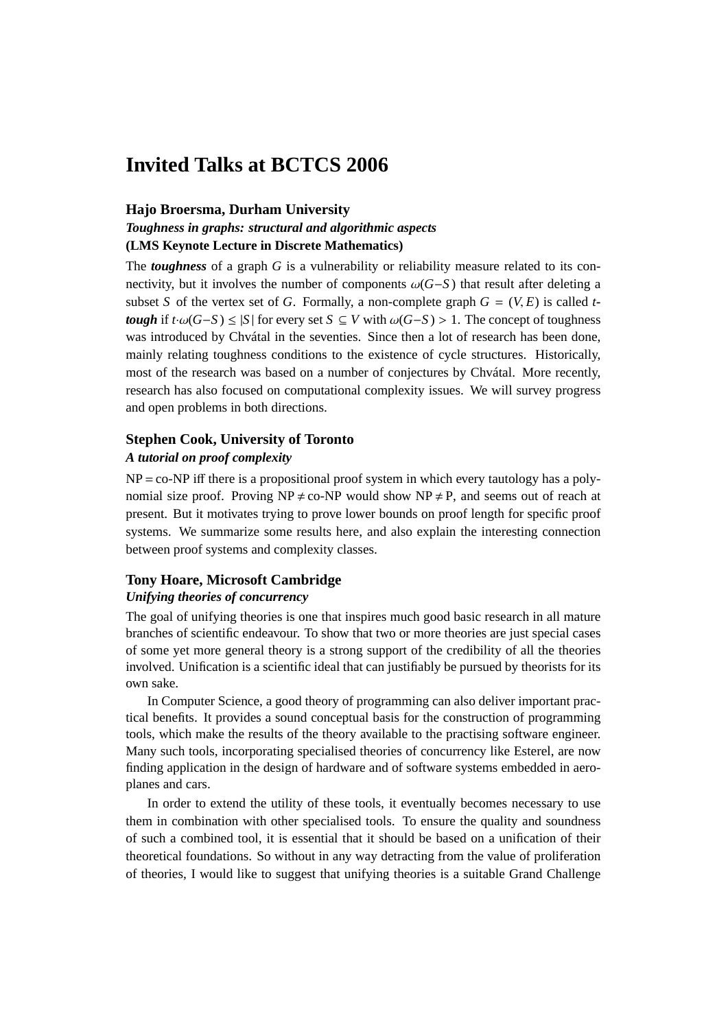# Invited Talks at BCTCS 2006

### Hajo Broersma, Durham University

***Toughness in graphs: structural and algorithmic aspects***

**(LMS Keynote Lecture in Discrete Mathematics)**

The ***toughness*** of a graph $G$ is a vulnerability or reliability measure related to its connectivity, but it involves the number of components $\omega(G-S)$ that result after deleting a subset $S$ of the vertex set of $G$. Formally, a non-complete graph $G = (V, E)$ is called ***t-tough*** if $t \cdot \omega(G-S) \leq |S|$ for every set $S \subseteq V$ with $\omega(G-S) > 1$. The concept of toughness was introduced by Chvátal in the seventies. Since then a lot of research has been done, mainly relating toughness conditions to the existence of cycle structures. Historically, most of the research was based on a number of conjectures by Chvátal. More recently, research has also focused on computational complexity issues. We will survey progress and open problems in both directions.

### Stephen Cook, University of Toronto

***A tutorial on proof complexity***

NP = co-NP iff there is a propositional proof system in which every tautology has a polynomial size proof. Proving NP ≠ co-NP would show NP ≠ P, and seems out of reach at present. But it motivates trying to prove lower bounds on proof length for specific proof systems. We summarize some results here, and also explain the interesting connection between proof systems and complexity classes.

### Tony Hoare, Microsoft Cambridge

***Unifying theories of concurrency***

The goal of unifying theories is one that inspires much good basic research in all mature branches of scientific endeavour. To show that two or more theories are just special cases of some yet more general theory is a strong support of the credibility of all the theories involved. Unification is a scientific ideal that can justifiably be pursued by theorists for its own sake.

In Computer Science, a good theory of programming can also deliver important practical benefits. It provides a sound conceptual basis for the construction of programming tools, which make the results of the theory available to the practising software engineer. Many such tools, incorporating specialised theories of concurrency like Esterel, are now finding application in the design of hardware and of software systems embedded in aeroplanes and cars.

In order to extend the utility of these tools, it eventually becomes necessary to use them in combination with other specialised tools. To ensure the quality and soundness of such a combined tool, it is essential that it should be based on a unification of their theoretical foundations. So without in any way detracting from the value of proliferation of theories, I would like to suggest that unifying theories is a suitable Grand Challenge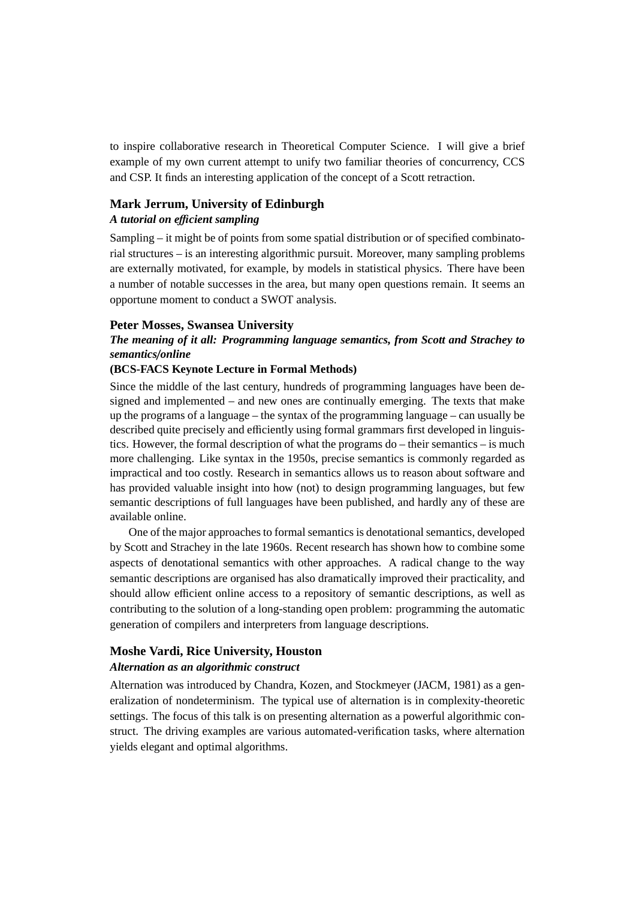to inspire collaborative research in Theoretical Computer Science. I will give a brief example of my own current attempt to unify two familiar theories of concurrency, CCS and CSP. It finds an interesting application of the concept of a Scott retraction.

### Mark Jerrum, University of Edinburgh

***A tutorial on efficient sampling***

Sampling – it might be of points from some spatial distribution or of specified combinatorial structures – is an interesting algorithmic pursuit. Moreover, many sampling problems are externally motivated, for example, by models in statistical physics. There have been a number of notable successes in the area, but many open questions remain. It seems an opportune moment to conduct a SWOT analysis.

### Peter Mosses, Swansea University

***The meaning of it all: Programming language semantics, from Scott and Strachey to semantics/online***

**(BCS-FACS Keynote Lecture in Formal Methods)**

Since the middle of the last century, hundreds of programming languages have been designed and implemented – and new ones are continually emerging. The texts that make up the programs of a language – the syntax of the programming language – can usually be described quite precisely and efficiently using formal grammars first developed in linguistics. However, the formal description of what the programs do – their semantics – is much more challenging. Like syntax in the 1950s, precise semantics is commonly regarded as impractical and too costly. Research in semantics allows us to reason about software and has provided valuable insight into how (not) to design programming languages, but few semantic descriptions of full languages have been published, and hardly any of these are available online.

One of the major approaches to formal semantics is denotational semantics, developed by Scott and Strachey in the late 1960s. Recent research has shown how to combine some aspects of denotational semantics with other approaches. A radical change to the way semantic descriptions are organised has also dramatically improved their practicality, and should allow efficient online access to a repository of semantic descriptions, as well as contributing to the solution of a long-standing open problem: programming the automatic generation of compilers and interpreters from language descriptions.

### Moshe Vardi, Rice University, Houston

***Alternation as an algorithmic construct***

Alternation was introduced by Chandra, Kozen, and Stockmeyer (JACM, 1981) as a generalization of nondeterminism. The typical use of alternation is in complexity-theoretic settings. The focus of this talk is on presenting alternation as a powerful algorithmic construct. The driving examples are various automated-verification tasks, where alternation yields elegant and optimal algorithms.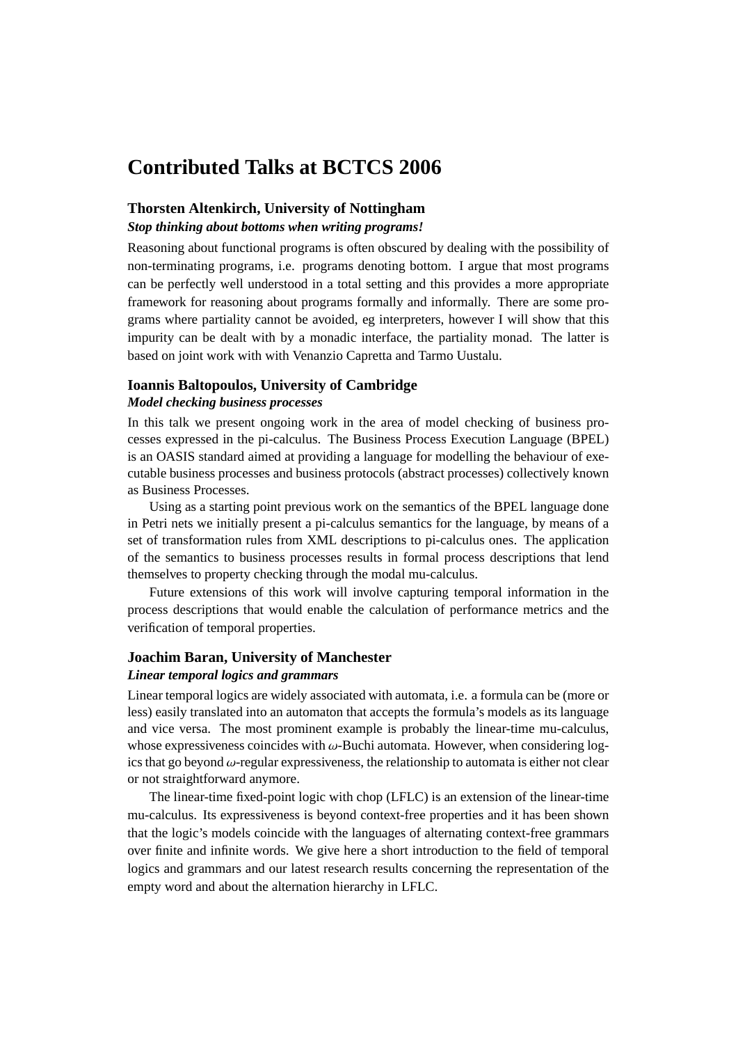# Contributed Talks at BCTCS 2006

### Thorsten Altenkirch, University of Nottingham

***Stop thinking about bottoms when writing programs!***

Reasoning about functional programs is often obscured by dealing with the possibility of non-terminating programs, i.e. programs denoting bottom. I argue that most programs can be perfectly well understood in a total setting and this provides a more appropriate framework for reasoning about programs formally and informally. There are some programs where partiality cannot be avoided, eg interpreters, however I will show that this impurity can be dealt with by a monadic interface, the partiality monad. The latter is based on joint work with with Venanzio Capretta and Tarmo Uustalu.

### Ioannis Baltopoulos, University of Cambridge

***Model checking business processes***

In this talk we present ongoing work in the area of model checking of business processes expressed in the pi-calculus. The Business Process Execution Language (BPEL) is an OASIS standard aimed at providing a language for modelling the behaviour of executable business processes and business protocols (abstract processes) collectively known as Business Processes.

Using as a starting point previous work on the semantics of the BPEL language done in Petri nets we initially present a pi-calculus semantics for the language, by means of a set of transformation rules from XML descriptions to pi-calculus ones. The application of the semantics to business processes results in formal process descriptions that lend themselves to property checking through the modal mu-calculus.

Future extensions of this work will involve capturing temporal information in the process descriptions that would enable the calculation of performance metrics and the verification of temporal properties.

### Joachim Baran, University of Manchester

***Linear temporal logics and grammars***

Linear temporal logics are widely associated with automata, i.e. a formula can be (more or less) easily translated into an automaton that accepts the formula's models as its language and vice versa. The most prominent example is probably the linear-time mu-calculus, whose expressiveness coincides with $\omega$-Buchi automata. However, when considering logics that go beyond $\omega$-regular expressiveness, the relationship to automata is either not clear or not straightforward anymore.

The linear-time fixed-point logic with chop (LFLC) is an extension of the linear-time mu-calculus. Its expressiveness is beyond context-free properties and it has been shown that the logic's models coincide with the languages of alternating context-free grammars over finite and infinite words. We give here a short introduction to the field of temporal logics and grammars and our latest research results concerning the representation of the empty word and about the alternation hierarchy in LFLC.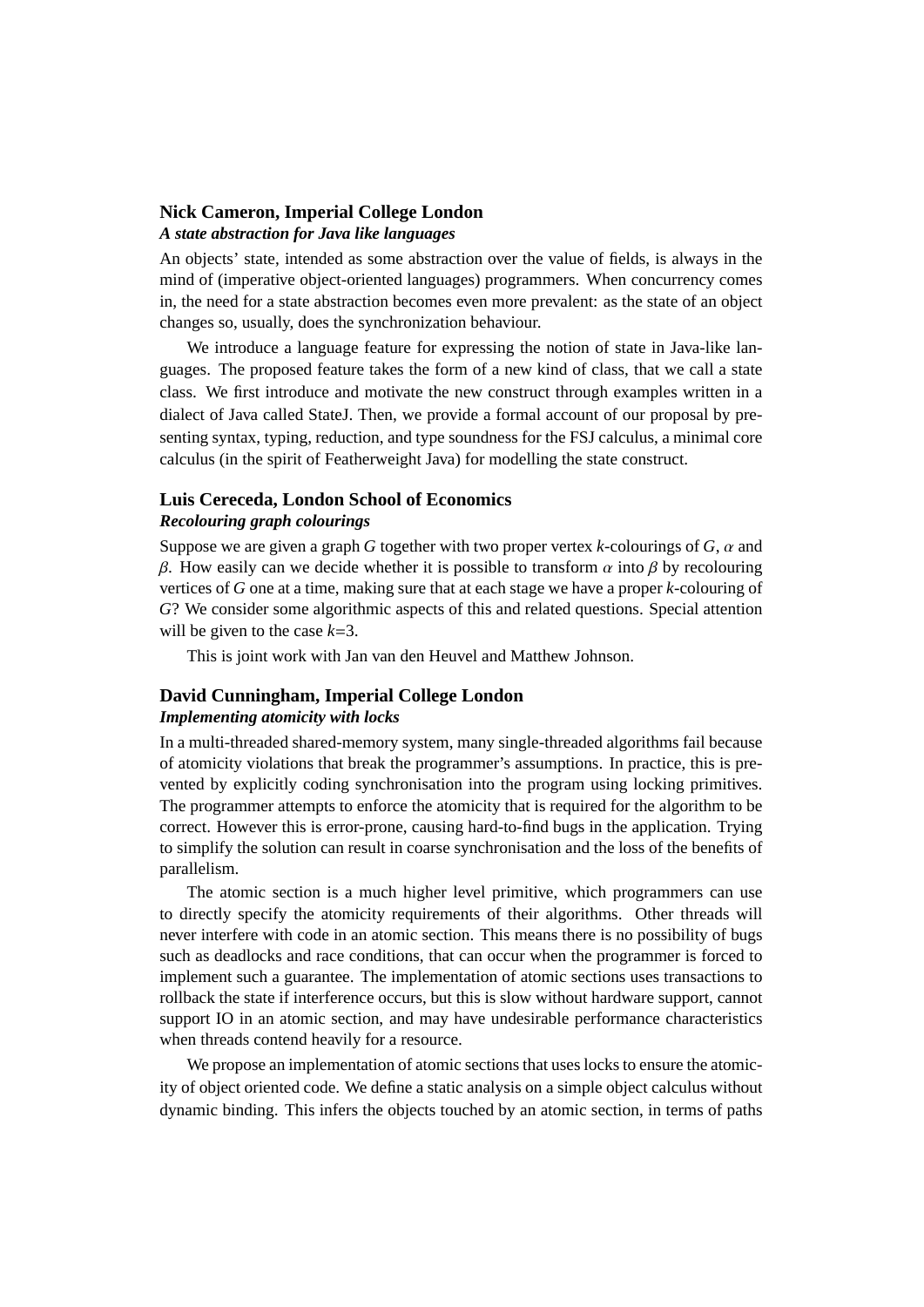**Nick Cameron, Imperial College London**
***A state abstraction for Java like languages***

An objects' state, intended as some abstraction over the value of fields, is always in the mind of (imperative object-oriented languages) programmers. When concurrency comes in, the need for a state abstraction becomes even more prevalent: as the state of an object changes so, usually, does the synchronization behaviour.

We introduce a language feature for expressing the notion of state in Java-like languages. The proposed feature takes the form of a new kind of class, that we call a state class. We first introduce and motivate the new construct through examples written in a dialect of Java called StateJ. Then, we provide a formal account of our proposal by presenting syntax, typing, reduction, and type soundness for the FSJ calculus, a minimal core calculus (in the spirit of Featherweight Java) for modelling the state construct.

**Luis Cereceda, London School of Economics**
***Recolouring graph colourings***

Suppose we are given a graph $G$ together with two proper vertex $k$-colourings of $G$, $\alpha$ and $\beta$. How easily can we decide whether it is possible to transform $\alpha$ into $\beta$ by recolouring vertices of $G$ one at a time, making sure that at each stage we have a proper $k$-colouring of $G$? We consider some algorithmic aspects of this and related questions. Special attention will be given to the case $k$=3.

This is joint work with Jan van den Heuvel and Matthew Johnson.

**David Cunningham, Imperial College London**
***Implementing atomicity with locks***

In a multi-threaded shared-memory system, many single-threaded algorithms fail because of atomicity violations that break the programmer's assumptions. In practice, this is prevented by explicitly coding synchronisation into the program using locking primitives. The programmer attempts to enforce the atomicity that is required for the algorithm to be correct. However this is error-prone, causing hard-to-find bugs in the application. Trying to simplify the solution can result in coarse synchronisation and the loss of the benefits of parallelism.

The atomic section is a much higher level primitive, which programmers can use to directly specify the atomicity requirements of their algorithms. Other threads will never interfere with code in an atomic section. This means there is no possibility of bugs such as deadlocks and race conditions, that can occur when the programmer is forced to implement such a guarantee. The implementation of atomic sections uses transactions to rollback the state if interference occurs, but this is slow without hardware support, cannot support IO in an atomic section, and may have undesirable performance characteristics when threads contend heavily for a resource.

We propose an implementation of atomic sections that uses locks to ensure the atomicity of object oriented code. We define a static analysis on a simple object calculus without dynamic binding. This infers the objects touched by an atomic section, in terms of paths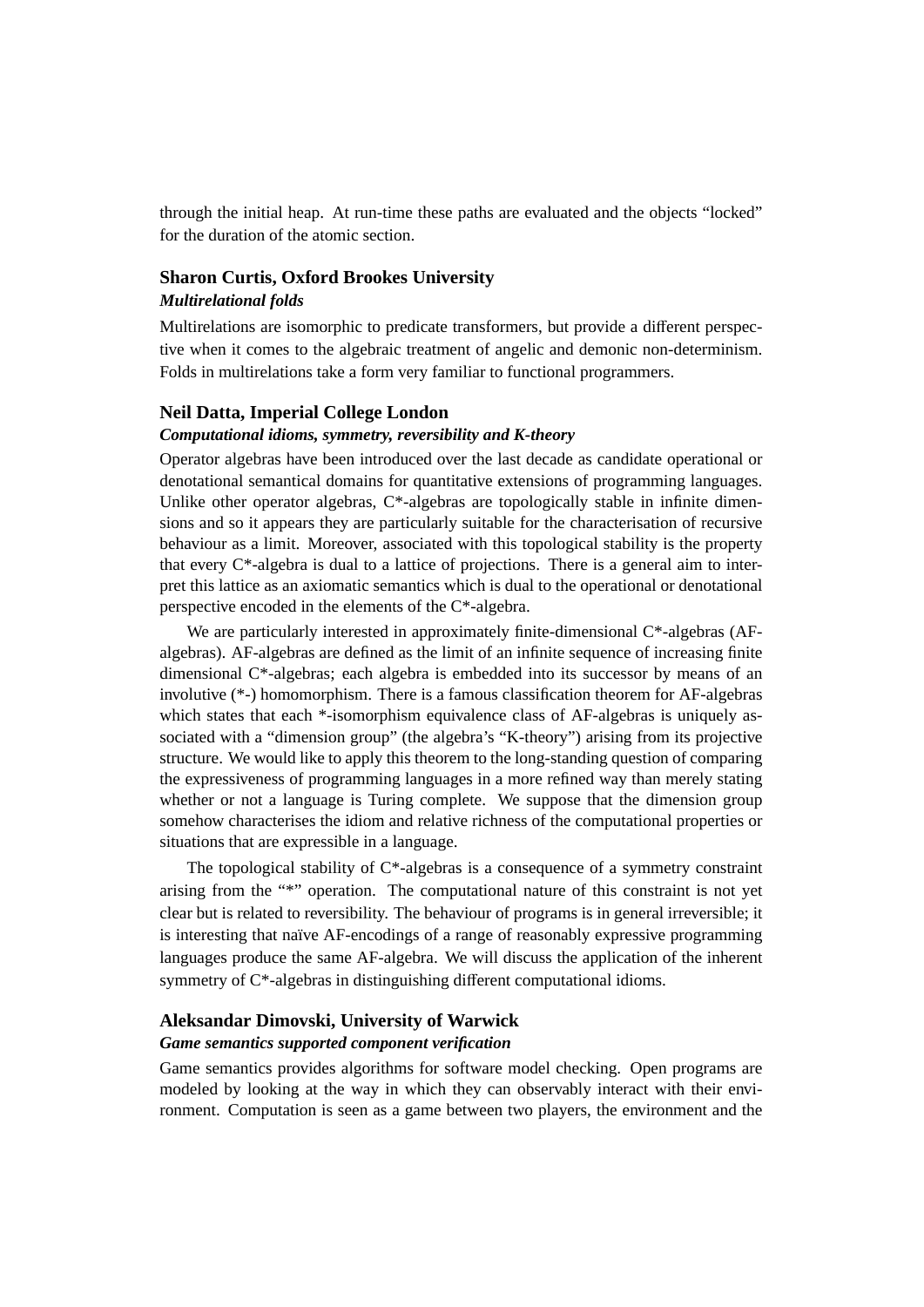through the initial heap. At run-time these paths are evaluated and the objects “locked” for the duration of the atomic section.

### Sharon Curtis, Oxford Brookes University

***Multirelational folds***

Multirelations are isomorphic to predicate transformers, but provide a different perspective when it comes to the algebraic treatment of angelic and demonic non-determinism. Folds in multirelations take a form very familiar to functional programmers.

### Neil Datta, Imperial College London

***Computational idioms, symmetry, reversibility and K-theory***

Operator algebras have been introduced over the last decade as candidate operational or denotational semantical domains for quantitative extensions of programming languages. Unlike other operator algebras, C*-algebras are topologically stable in infinite dimensions and so it appears they are particularly suitable for the characterisation of recursive behaviour as a limit. Moreover, associated with this topological stability is the property that every C*-algebra is dual to a lattice of projections. There is a general aim to interpret this lattice as an axiomatic semantics which is dual to the operational or denotational perspective encoded in the elements of the C*-algebra.

We are particularly interested in approximately finite-dimensional C*-algebras (AF-algebras). AF-algebras are defined as the limit of an infinite sequence of increasing finite dimensional C*-algebras; each algebra is embedded into its successor by means of an involutive (*-) homomorphism. There is a famous classification theorem for AF-algebras which states that each *-isomorphism equivalence class of AF-algebras is uniquely associated with a “dimension group” (the algebra’s “K-theory”) arising from its projective structure. We would like to apply this theorem to the long-standing question of comparing the expressiveness of programming languages in a more refined way than merely stating whether or not a language is Turing complete. We suppose that the dimension group somehow characterises the idiom and relative richness of the computational properties or situations that are expressible in a language.

The topological stability of C*-algebras is a consequence of a symmetry constraint arising from the “*” operation. The computational nature of this constraint is not yet clear but is related to reversibility. The behaviour of programs is in general irreversible; it is interesting that naïve AF-encodings of a range of reasonably expressive programming languages produce the same AF-algebra. We will discuss the application of the inherent symmetry of C*-algebras in distinguishing different computational idioms.

### Aleksandar Dimovski, University of Warwick

***Game semantics supported component verification***

Game semantics provides algorithms for software model checking. Open programs are modeled by looking at the way in which they can observably interact with their environment. Computation is seen as a game between two players, the environment and the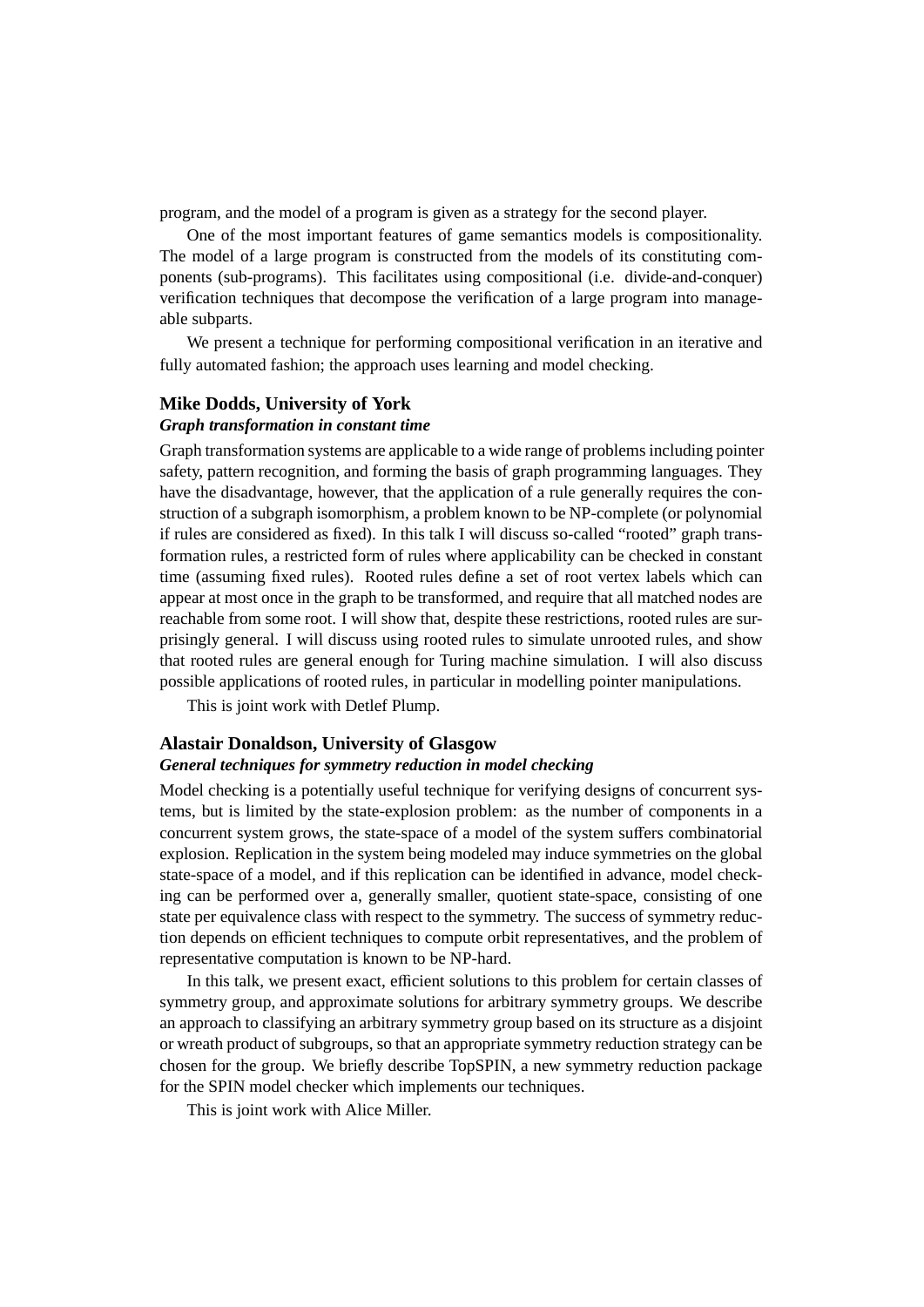program, and the model of a program is given as a strategy for the second player.

One of the most important features of game semantics models is compositionality. The model of a large program is constructed from the models of its constituting components (sub-programs). This facilitates using compositional (i.e. divide-and-conquer) verification techniques that decompose the verification of a large program into manageable subparts.

We present a technique for performing compositional verification in an iterative and fully automated fashion; the approach uses learning and model checking.

### Mike Dodds, University of York

***Graph transformation in constant time***

Graph transformation systems are applicable to a wide range of problems including pointer safety, pattern recognition, and forming the basis of graph programming languages. They have the disadvantage, however, that the application of a rule generally requires the construction of a subgraph isomorphism, a problem known to be NP-complete (or polynomial if rules are considered as fixed). In this talk I will discuss so-called "rooted" graph transformation rules, a restricted form of rules where applicability can be checked in constant time (assuming fixed rules). Rooted rules define a set of root vertex labels which can appear at most once in the graph to be transformed, and require that all matched nodes are reachable from some root. I will show that, despite these restrictions, rooted rules are surprisingly general. I will discuss using rooted rules to simulate unrooted rules, and show that rooted rules are general enough for Turing machine simulation. I will also discuss possible applications of rooted rules, in particular in modelling pointer manipulations.

This is joint work with Detlef Plump.

### Alastair Donaldson, University of Glasgow

***General techniques for symmetry reduction in model checking***

Model checking is a potentially useful technique for verifying designs of concurrent systems, but is limited by the state-explosion problem: as the number of components in a concurrent system grows, the state-space of a model of the system suffers combinatorial explosion. Replication in the system being modeled may induce symmetries on the global state-space of a model, and if this replication can be identified in advance, model checking can be performed over a, generally smaller, quotient state-space, consisting of one state per equivalence class with respect to the symmetry. The success of symmetry reduction depends on efficient techniques to compute orbit representatives, and the problem of representative computation is known to be NP-hard.

In this talk, we present exact, efficient solutions to this problem for certain classes of symmetry group, and approximate solutions for arbitrary symmetry groups. We describe an approach to classifying an arbitrary symmetry group based on its structure as a disjoint or wreath product of subgroups, so that an appropriate symmetry reduction strategy can be chosen for the group. We briefly describe TopSPIN, a new symmetry reduction package for the SPIN model checker which implements our techniques.

This is joint work with Alice Miller.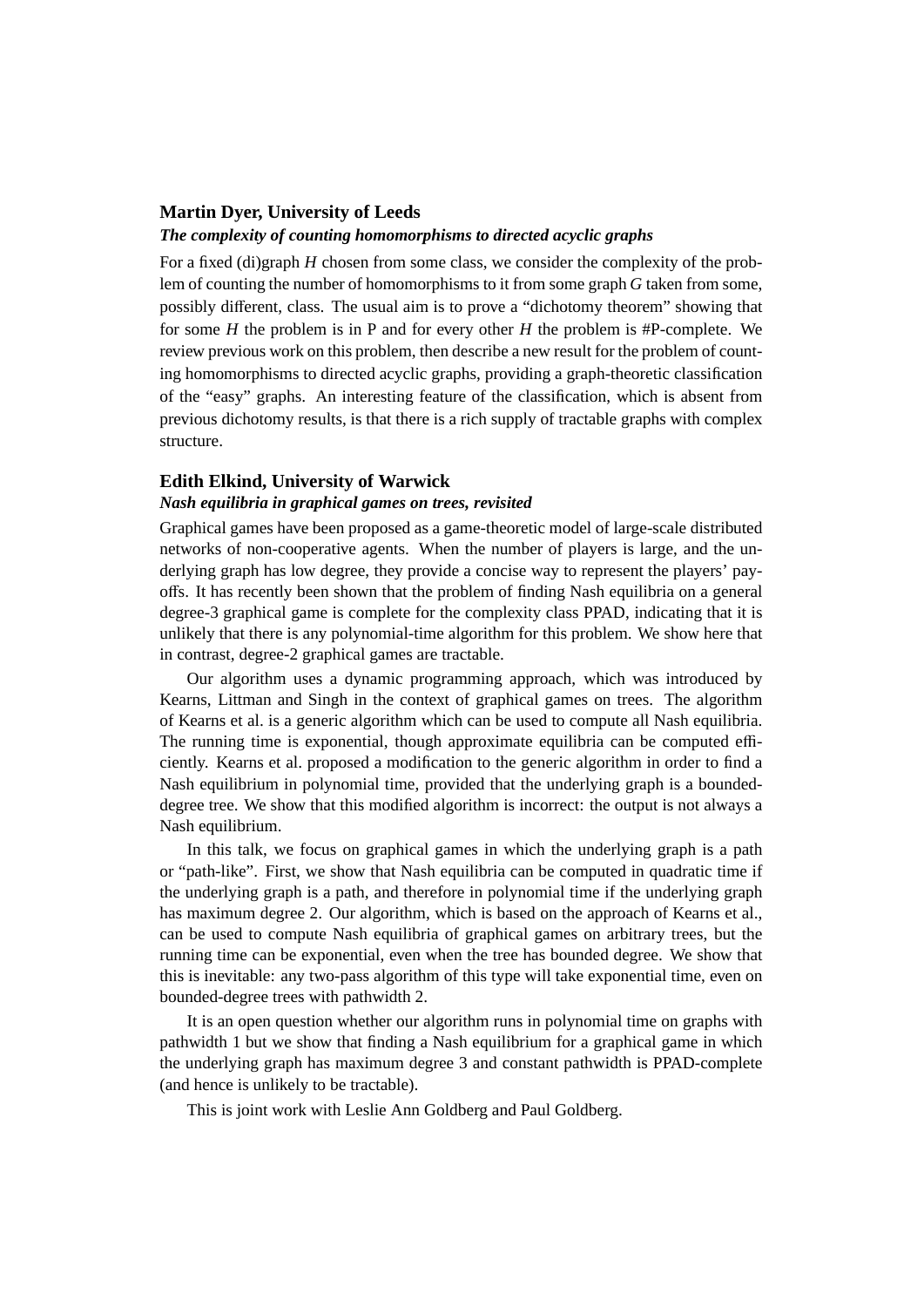### Martin Dyer, University of Leeds

***The complexity of counting homomorphisms to directed acyclic graphs***

For a fixed (di)graph $H$ chosen from some class, we consider the complexity of the problem of counting the number of homomorphisms to it from some graph $G$ taken from some, possibly different, class. The usual aim is to prove a "dichotomy theorem" showing that for some $H$ the problem is in P and for every other $H$ the problem is #P-complete. We review previous work on this problem, then describe a new result for the problem of counting homomorphisms to directed acyclic graphs, providing a graph-theoretic classification of the "easy" graphs. An interesting feature of the classification, which is absent from previous dichotomy results, is that there is a rich supply of tractable graphs with complex structure.

### Edith Elkind, University of Warwick

***Nash equilibria in graphical games on trees, revisited***

Graphical games have been proposed as a game-theoretic model of large-scale distributed networks of non-cooperative agents. When the number of players is large, and the underlying graph has low degree, they provide a concise way to represent the players' payoffs. It has recently been shown that the problem of finding Nash equilibria on a general degree-3 graphical game is complete for the complexity class PPAD, indicating that it is unlikely that there is any polynomial-time algorithm for this problem. We show here that in contrast, degree-2 graphical games are tractable.

Our algorithm uses a dynamic programming approach, which was introduced by Kearns, Littman and Singh in the context of graphical games on trees. The algorithm of Kearns et al. is a generic algorithm which can be used to compute all Nash equilibria. The running time is exponential, though approximate equilibria can be computed efficiently. Kearns et al. proposed a modification to the generic algorithm in order to find a Nash equilibrium in polynomial time, provided that the underlying graph is a bounded-degree tree. We show that this modified algorithm is incorrect: the output is not always a Nash equilibrium.

In this talk, we focus on graphical games in which the underlying graph is a path or "path-like". First, we show that Nash equilibria can be computed in quadratic time if the underlying graph is a path, and therefore in polynomial time if the underlying graph has maximum degree 2. Our algorithm, which is based on the approach of Kearns et al., can be used to compute Nash equilibria of graphical games on arbitrary trees, but the running time can be exponential, even when the tree has bounded degree. We show that this is inevitable: any two-pass algorithm of this type will take exponential time, even on bounded-degree trees with pathwidth 2.

It is an open question whether our algorithm runs in polynomial time on graphs with pathwidth 1 but we show that finding a Nash equilibrium for a graphical game in which the underlying graph has maximum degree 3 and constant pathwidth is PPAD-complete (and hence is unlikely to be tractable).

This is joint work with Leslie Ann Goldberg and Paul Goldberg.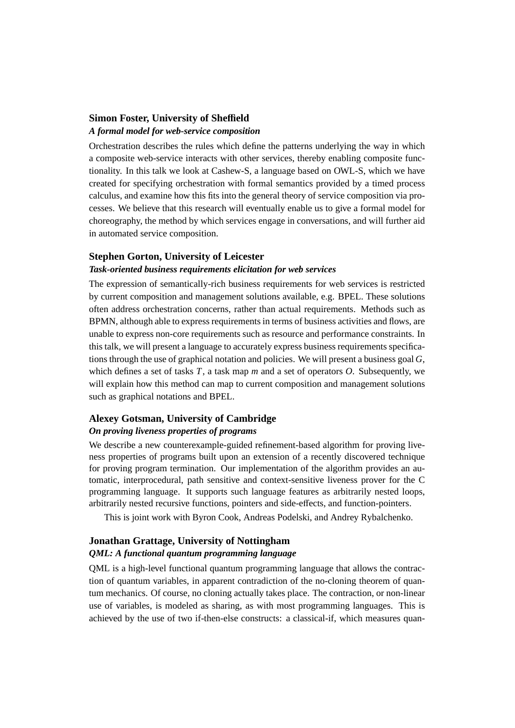### Simon Foster, University of Sheffield

***A formal model for web-service composition***

Orchestration describes the rules which define the patterns underlying the way in which a composite web-service interacts with other services, thereby enabling composite functionality. In this talk we look at Cashew-S, a language based on OWL-S, which we have created for specifying orchestration with formal semantics provided by a timed process calculus, and examine how this fits into the general theory of service composition via processes. We believe that this research will eventually enable us to give a formal model for choreography, the method by which services engage in conversations, and will further aid in automated service composition.

### Stephen Gorton, University of Leicester

***Task-oriented business requirements elicitation for web services***

The expression of semantically-rich business requirements for web services is restricted by current composition and management solutions available, e.g. BPEL. These solutions often address orchestration concerns, rather than actual requirements. Methods such as BPMN, although able to express requirements in terms of business activities and flows, are unable to express non-core requirements such as resource and performance constraints. In this talk, we will present a language to accurately express business requirements specifications through the use of graphical notation and policies. We will present a business goal $G$, which defines a set of tasks $T$, a task map $m$ and a set of operators $O$. Subsequently, we will explain how this method can map to current composition and management solutions such as graphical notations and BPEL.

### Alexey Gotsman, University of Cambridge

***On proving liveness properties of programs***

We describe a new counterexample-guided refinement-based algorithm for proving liveness properties of programs built upon an extension of a recently discovered technique for proving program termination. Our implementation of the algorithm provides an automatic, interprocedural, path sensitive and context-sensitive liveness prover for the C programming language. It supports such language features as arbitrarily nested loops, arbitrarily nested recursive functions, pointers and side-effects, and function-pointers.

This is joint work with Byron Cook, Andreas Podelski, and Andrey Rybalchenko.

### Jonathan Grattage, University of Nottingham

***QML: A functional quantum programming language***

QML is a high-level functional quantum programming language that allows the contraction of quantum variables, in apparent contradiction of the no-cloning theorem of quantum mechanics. Of course, no cloning actually takes place. The contraction, or non-linear use of variables, is modeled as sharing, as with most programming languages. This is achieved by the use of two if-then-else constructs: a classical-if, which measures quan-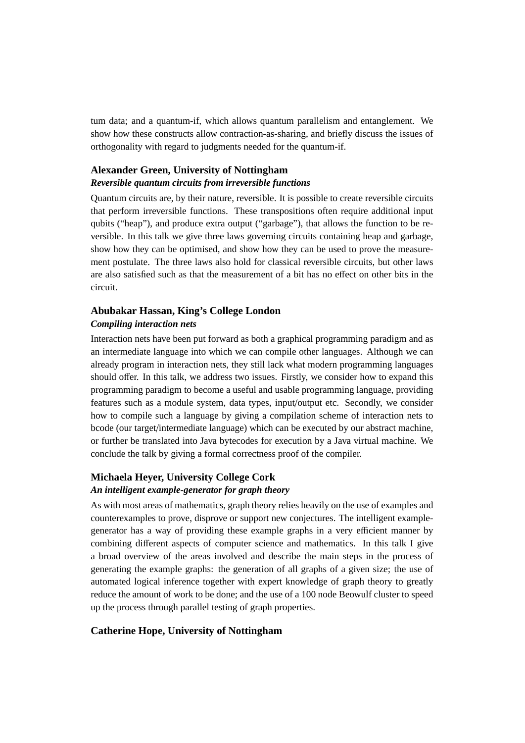tum data; and a quantum-if, which allows quantum parallelism and entanglement. We show how these constructs allow contraction-as-sharing, and briefly discuss the issues of orthogonality with regard to judgments needed for the quantum-if.

### Alexander Green, University of Nottingham

***Reversible quantum circuits from irreversible functions***

Quantum circuits are, by their nature, reversible. It is possible to create reversible circuits that perform irreversible functions. These transpositions often require additional input qubits ("heap"), and produce extra output ("garbage"), that allows the function to be reversible. In this talk we give three laws governing circuits containing heap and garbage, show how they can be optimised, and show how they can be used to prove the measurement postulate. The three laws also hold for classical reversible circuits, but other laws are also satisfied such as that the measurement of a bit has no effect on other bits in the circuit.

### Abubakar Hassan, King's College London

***Compiling interaction nets***

Interaction nets have been put forward as both a graphical programming paradigm and as an intermediate language into which we can compile other languages. Although we can already program in interaction nets, they still lack what modern programming languages should offer. In this talk, we address two issues. Firstly, we consider how to expand this programming paradigm to become a useful and usable programming language, providing features such as a module system, data types, input/output etc. Secondly, we consider how to compile such a language by giving a compilation scheme of interaction nets to bcode (our target/intermediate language) which can be executed by our abstract machine, or further be translated into Java bytecodes for execution by a Java virtual machine. We conclude the talk by giving a formal correctness proof of the compiler.

### Michaela Heyer, University College Cork

***An intelligent example-generator for graph theory***

As with most areas of mathematics, graph theory relies heavily on the use of examples and counterexamples to prove, disprove or support new conjectures. The intelligent example-generator has a way of providing these example graphs in a very efficient manner by combining different aspects of computer science and mathematics. In this talk I give a broad overview of the areas involved and describe the main steps in the process of generating the example graphs: the generation of all graphs of a given size; the use of automated logical inference together with expert knowledge of graph theory to greatly reduce the amount of work to be done; and the use of a 100 node Beowulf cluster to speed up the process through parallel testing of graph properties.

### Catherine Hope, University of Nottingham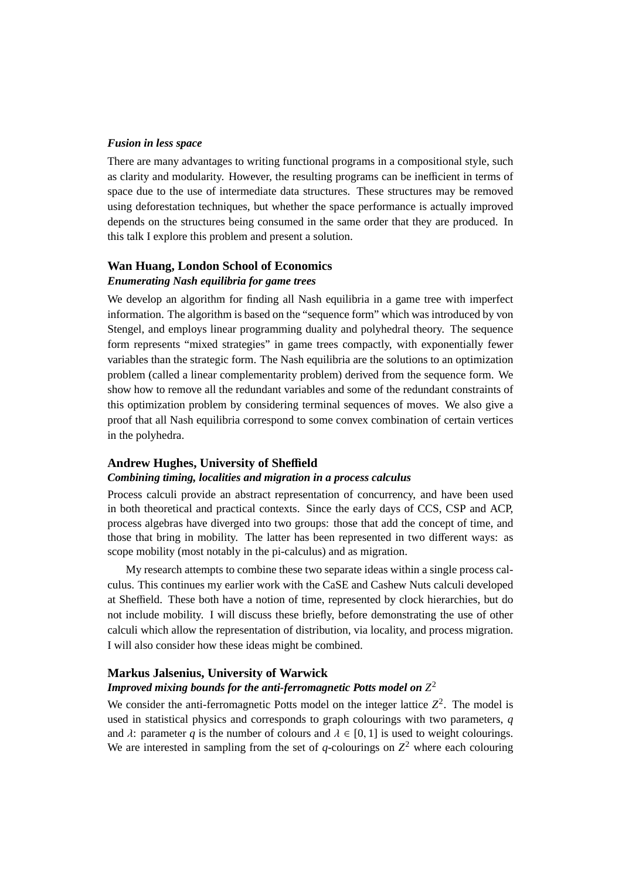***Fusion in less space***

There are many advantages to writing functional programs in a compositional style, such as clarity and modularity. However, the resulting programs can be inefficient in terms of space due to the use of intermediate data structures. These structures may be removed using deforestation techniques, but whether the space performance is actually improved depends on the structures being consumed in the same order that they are produced. In this talk I explore this problem and present a solution.

**Wan Huang, London School of Economics**

***Enumerating Nash equilibria for game trees***

We develop an algorithm for finding all Nash equilibria in a game tree with imperfect information. The algorithm is based on the "sequence form" which was introduced by von Stengel, and employs linear programming duality and polyhedral theory. The sequence form represents "mixed strategies" in game trees compactly, with exponentially fewer variables than the strategic form. The Nash equilibria are the solutions to an optimization problem (called a linear complementarity problem) derived from the sequence form. We show how to remove all the redundant variables and some of the redundant constraints of this optimization problem by considering terminal sequences of moves. We also give a proof that all Nash equilibria correspond to some convex combination of certain vertices in the polyhedra.

**Andrew Hughes, University of Sheffield**

***Combining timing, localities and migration in a process calculus***

Process calculi provide an abstract representation of concurrency, and have been used in both theoretical and practical contexts. Since the early days of CCS, CSP and ACP, process algebras have diverged into two groups: those that add the concept of time, and those that bring in mobility. The latter has been represented in two different ways: as scope mobility (most notably in the pi-calculus) and as migration.

My research attempts to combine these two separate ideas within a single process calculus. This continues my earlier work with the CaSE and Cashew Nuts calculi developed at Sheffield. These both have a notion of time, represented by clock hierarchies, but do not include mobility. I will discuss these briefly, before demonstrating the use of other calculi which allow the representation of distribution, via locality, and process migration. I will also consider how these ideas might be combined.

**Markus Jalsenius, University of Warwick**

***Improved mixing bounds for the anti-ferromagnetic Potts model on $Z^2$***

We consider the anti-ferromagnetic Potts model on the integer lattice $Z^2$. The model is used in statistical physics and corresponds to graph colourings with two parameters, $q$ and $\lambda$: parameter $q$ is the number of colours and $\lambda \in [0, 1]$ is used to weight colourings. We are interested in sampling from the set of $q$-colourings on $Z^2$ where each colouring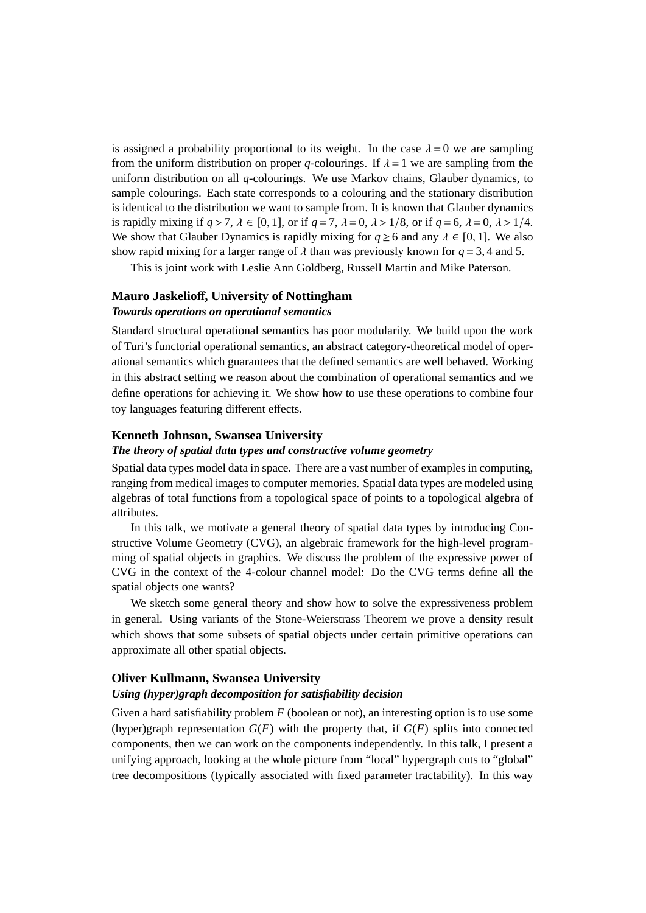is assigned a probability proportional to its weight. In the case $\lambda = 0$ we are sampling from the uniform distribution on proper $q$-colourings. If $\lambda = 1$ we are sampling from the uniform distribution on all $q$-colourings. We use Markov chains, Glauber dynamics, to sample colourings. Each state corresponds to a colouring and the stationary distribution is identical to the distribution we want to sample from. It is known that Glauber dynamics is rapidly mixing if $q > 7$, $\lambda \in [0, 1]$, or if $q = 7$, $\lambda = 0$, $\lambda > 1/8$, or if $q = 6$, $\lambda = 0$, $\lambda > 1/4$. We show that Glauber Dynamics is rapidly mixing for $q \geq 6$ and any $\lambda \in [0, 1]$. We also show rapid mixing for a larger range of $\lambda$ than was previously known for $q = 3, 4$ and 5.

This is joint work with Leslie Ann Goldberg, Russell Martin and Mike Paterson.

### Mauro Jaskelioff, University of Nottingham

***Towards operations on operational semantics***

Standard structural operational semantics has poor modularity. We build upon the work of Turi's functorial operational semantics, an abstract category-theoretical model of operational semantics which guarantees that the defined semantics are well behaved. Working in this abstract setting we reason about the combination of operational semantics and we define operations for achieving it. We show how to use these operations to combine four toy languages featuring different effects.

### Kenneth Johnson, Swansea University

***The theory of spatial data types and constructive volume geometry***

Spatial data types model data in space. There are a vast number of examples in computing, ranging from medical images to computer memories. Spatial data types are modeled using algebras of total functions from a topological space of points to a topological algebra of attributes.

In this talk, we motivate a general theory of spatial data types by introducing Constructive Volume Geometry (CVG), an algebraic framework for the high-level programming of spatial objects in graphics. We discuss the problem of the expressive power of CVG in the context of the 4-colour channel model: Do the CVG terms define all the spatial objects one wants?

We sketch some general theory and show how to solve the expressiveness problem in general. Using variants of the Stone-Weierstrass Theorem we prove a density result which shows that some subsets of spatial objects under certain primitive operations can approximate all other spatial objects.

### Oliver Kullmann, Swansea University

***Using (hyper)graph decomposition for satisfiability decision***

Given a hard satisfiability problem $F$ (boolean or not), an interesting option is to use some (hyper)graph representation $G(F)$ with the property that, if $G(F)$ splits into connected components, then we can work on the components independently. In this talk, I present a unifying approach, looking at the whole picture from "local" hypergraph cuts to "global" tree decompositions (typically associated with fixed parameter tractability). In this way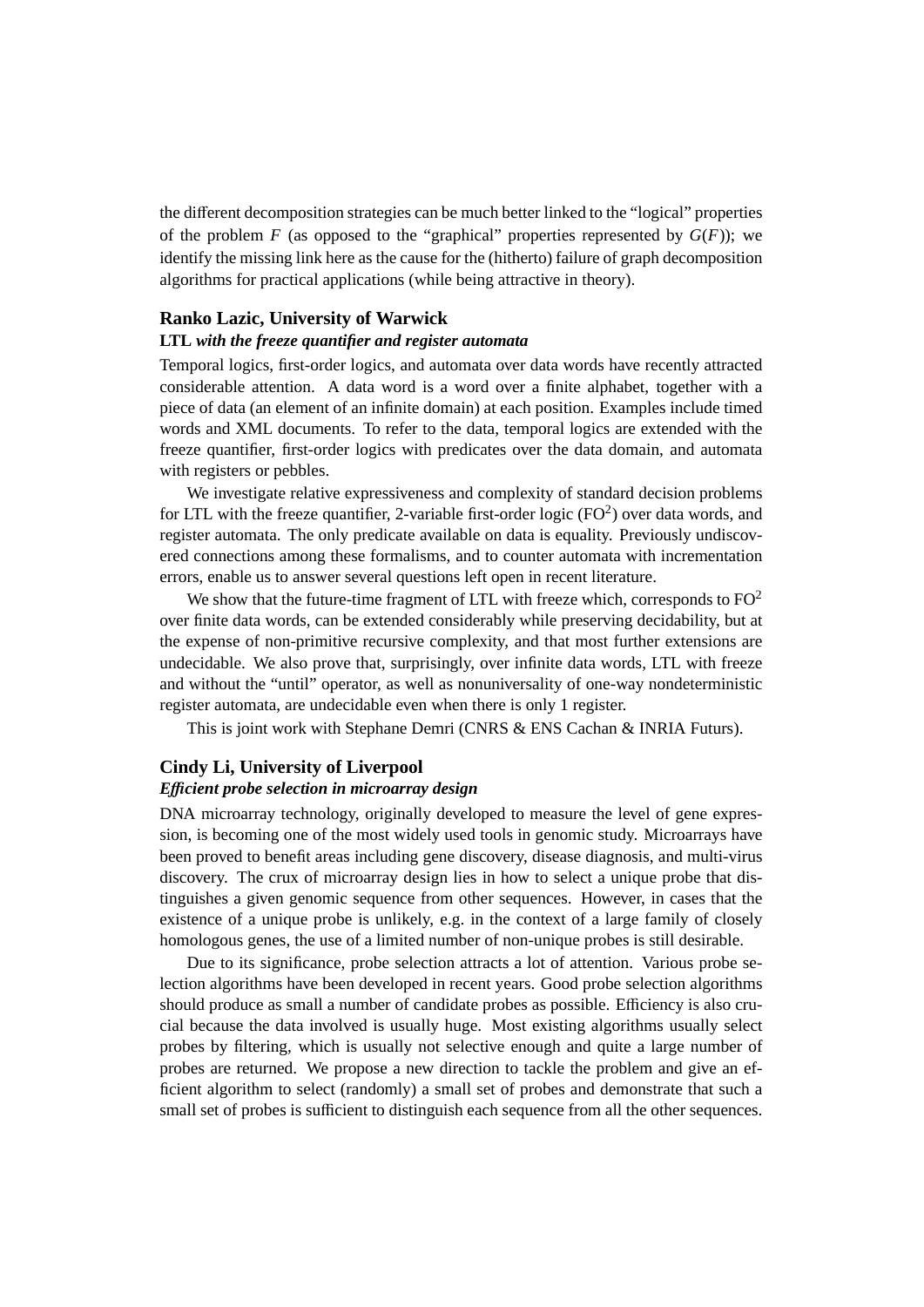the different decomposition strategies can be much better linked to the "logical" properties of the problem $F$ (as opposed to the "graphical" properties represented by $G(F)$); we identify the missing link here as the cause for the (hitherto) failure of graph decomposition algorithms for practical applications (while being attractive in theory).

### Ranko Lazic, University of Warwick

**LTL *with the freeze quantifier and register automata***

Temporal logics, first-order logics, and automata over data words have recently attracted considerable attention. A data word is a word over a finite alphabet, together with a piece of data (an element of an infinite domain) at each position. Examples include timed words and XML documents. To refer to the data, temporal logics are extended with the freeze quantifier, first-order logics with predicates over the data domain, and automata with registers or pebbles.

We investigate relative expressiveness and complexity of standard decision problems for LTL with the freeze quantifier, 2-variable first-order logic ($FO^2$) over data words, and register automata. The only predicate available on data is equality. Previously undiscovered connections among these formalisms, and to counter automata with incrementation errors, enable us to answer several questions left open in recent literature.

We show that the future-time fragment of LTL with freeze which, corresponds to $FO^2$ over finite data words, can be extended considerably while preserving decidability, but at the expense of non-primitive recursive complexity, and that most further extensions are undecidable. We also prove that, surprisingly, over infinite data words, LTL with freeze and without the "until" operator, as well as nonuniversality of one-way nondeterministic register automata, are undecidable even when there is only 1 register.

This is joint work with Stephane Demri (CNRS & ENS Cachan & INRIA Futurs).

### Cindy Li, University of Liverpool

***Efficient probe selection in microarray design***

DNA microarray technology, originally developed to measure the level of gene expression, is becoming one of the most widely used tools in genomic study. Microarrays have been proved to benefit areas including gene discovery, disease diagnosis, and multi-virus discovery. The crux of microarray design lies in how to select a unique probe that distinguishes a given genomic sequence from other sequences. However, in cases that the existence of a unique probe is unlikely, e.g. in the context of a large family of closely homologous genes, the use of a limited number of non-unique probes is still desirable.

Due to its significance, probe selection attracts a lot of attention. Various probe selection algorithms have been developed in recent years. Good probe selection algorithms should produce as small a number of candidate probes as possible. Efficiency is also crucial because the data involved is usually huge. Most existing algorithms usually select probes by filtering, which is usually not selective enough and quite a large number of probes are returned. We propose a new direction to tackle the problem and give an efficient algorithm to select (randomly) a small set of probes and demonstrate that such a small set of probes is sufficient to distinguish each sequence from all the other sequences.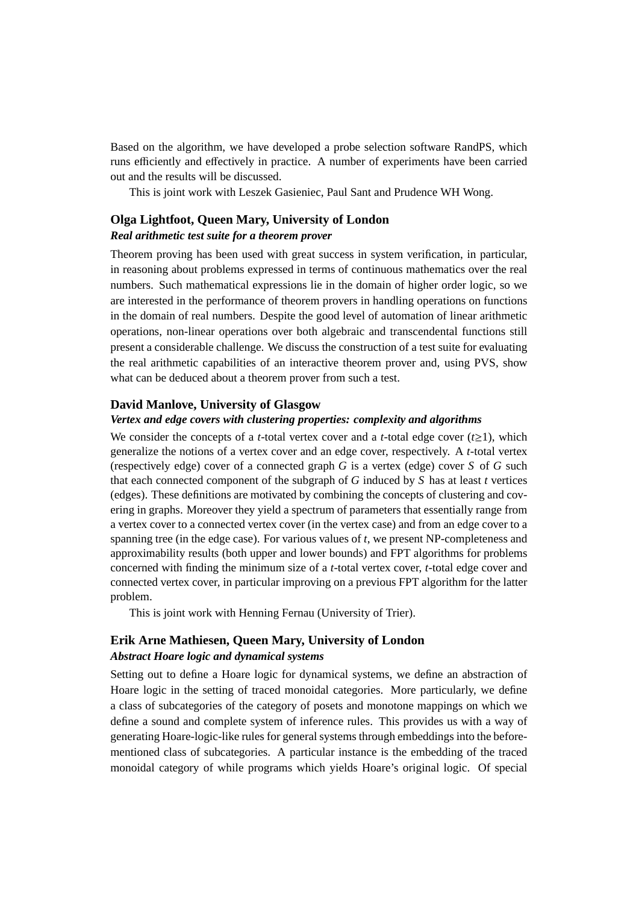Based on the algorithm, we have developed a probe selection software RandPS, which runs efficiently and effectively in practice. A number of experiments have been carried out and the results will be discussed.

This is joint work with Leszek Gasieniec, Paul Sant and Prudence WH Wong.

### Olga Lightfoot, Queen Mary, University of London

***Real arithmetic test suite for a theorem prover***

Theorem proving has been used with great success in system verification, in particular, in reasoning about problems expressed in terms of continuous mathematics over the real numbers. Such mathematical expressions lie in the domain of higher order logic, so we are interested in the performance of theorem provers in handling operations on functions in the domain of real numbers. Despite the good level of automation of linear arithmetic operations, non-linear operations over both algebraic and transcendental functions still present a considerable challenge. We discuss the construction of a test suite for evaluating the real arithmetic capabilities of an interactive theorem prover and, using PVS, show what can be deduced about a theorem prover from such a test.

### David Manlove, University of Glasgow

***Vertex and edge covers with clustering properties: complexity and algorithms***

We consider the concepts of a $t$-total vertex cover and a $t$-total edge cover ($t \geq 1$), which generalize the notions of a vertex cover and an edge cover, respectively. A $t$-total vertex (respectively edge) cover of a connected graph $G$ is a vertex (edge) cover $S$ of $G$ such that each connected component of the subgraph of $G$ induced by $S$ has at least $t$ vertices (edges). These definitions are motivated by combining the concepts of clustering and covering in graphs. Moreover they yield a spectrum of parameters that essentially range from a vertex cover to a connected vertex cover (in the vertex case) and from an edge cover to a spanning tree (in the edge case). For various values of $t$, we present NP-completeness and approximability results (both upper and lower bounds) and FPT algorithms for problems concerned with finding the minimum size of a $t$-total vertex cover, $t$-total edge cover and connected vertex cover, in particular improving on a previous FPT algorithm for the latter problem.

This is joint work with Henning Fernau (University of Trier).

### Erik Arne Mathiesen, Queen Mary, University of London

***Abstract Hoare logic and dynamical systems***

Setting out to define a Hoare logic for dynamical systems, we define an abstraction of Hoare logic in the setting of traced monoidal categories. More particularly, we define a class of subcategories of the category of posets and monotone mappings on which we define a sound and complete system of inference rules. This provides us with a way of generating Hoare-logic-like rules for general systems through embeddings into the before-mentioned class of subcategories. A particular instance is the embedding of the traced monoidal category of while programs which yields Hoare's original logic. Of special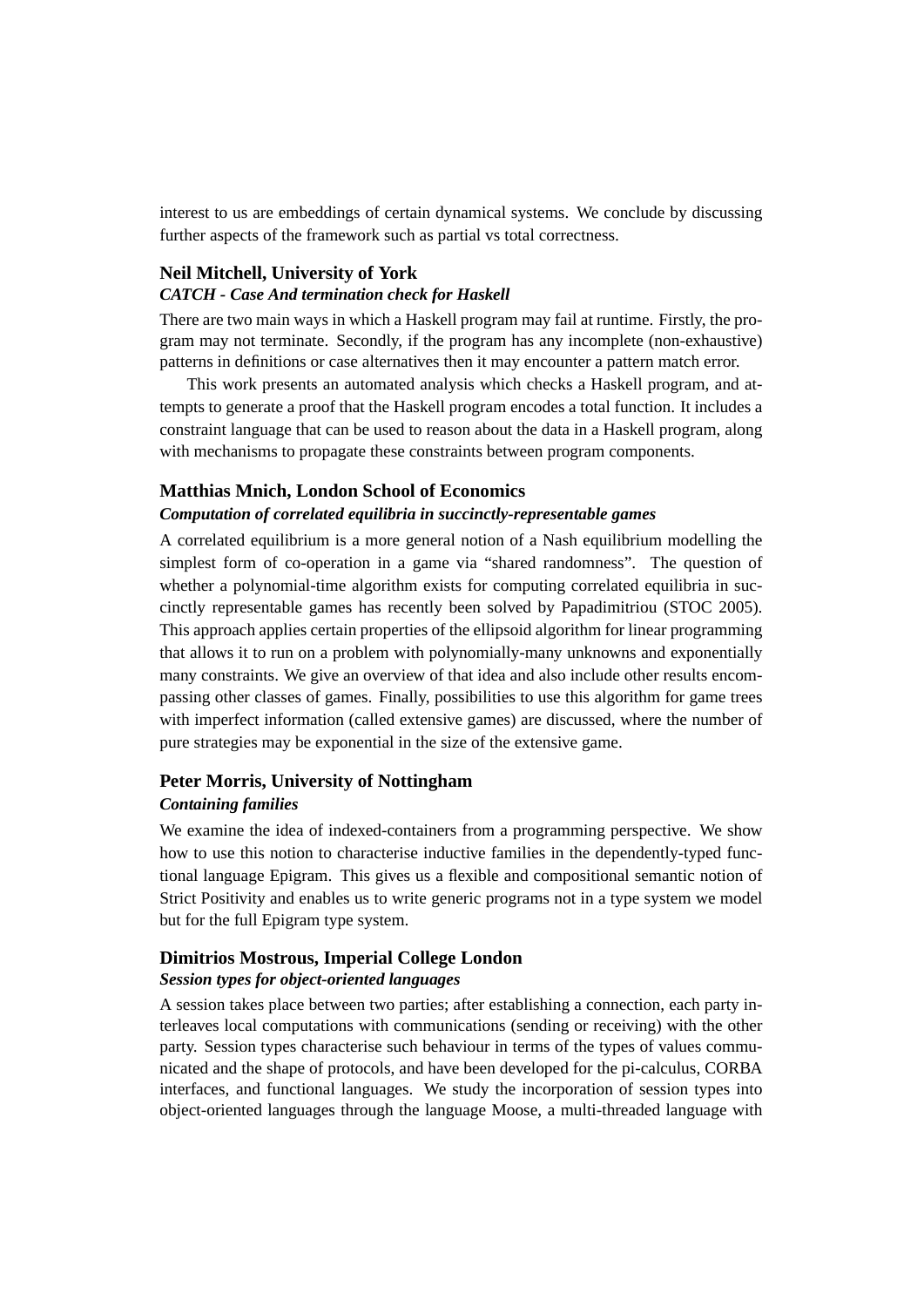interest to us are embeddings of certain dynamical systems. We conclude by discussing further aspects of the framework such as partial vs total correctness.

### Neil Mitchell, University of York
***CATCH - Case And termination check for Haskell***

There are two main ways in which a Haskell program may fail at runtime. Firstly, the program may not terminate. Secondly, if the program has any incomplete (non-exhaustive) patterns in definitions or case alternatives then it may encounter a pattern match error.

This work presents an automated analysis which checks a Haskell program, and attempts to generate a proof that the Haskell program encodes a total function. It includes a constraint language that can be used to reason about the data in a Haskell program, along with mechanisms to propagate these constraints between program components.

### Matthias Mnich, London School of Economics
***Computation of correlated equilibria in succinctly-representable games***

A correlated equilibrium is a more general notion of a Nash equilibrium modelling the simplest form of co-operation in a game via "shared randomness". The question of whether a polynomial-time algorithm exists for computing correlated equilibria in succinctly representable games has recently been solved by Papadimitriou (STOC 2005). This approach applies certain properties of the ellipsoid algorithm for linear programming that allows it to run on a problem with polynomially-many unknowns and exponentially many constraints. We give an overview of that idea and also include other results encompassing other classes of games. Finally, possibilities to use this algorithm for game trees with imperfect information (called extensive games) are discussed, where the number of pure strategies may be exponential in the size of the extensive game.

### Peter Morris, University of Nottingham
***Containing families***

We examine the idea of indexed-containers from a programming perspective. We show how to use this notion to characterise inductive families in the dependently-typed functional language Epigram. This gives us a flexible and compositional semantic notion of Strict Positivity and enables us to write generic programs not in a type system we model but for the full Epigram type system.

### Dimitrios Mostrous, Imperial College London
***Session types for object-oriented languages***

A session takes place between two parties; after establishing a connection, each party interleaves local computations with communications (sending or receiving) with the other party. Session types characterise such behaviour in terms of the types of values communicated and the shape of protocols, and have been developed for the pi-calculus, CORBA interfaces, and functional languages. We study the incorporation of session types into object-oriented languages through the language Moose, a multi-threaded language with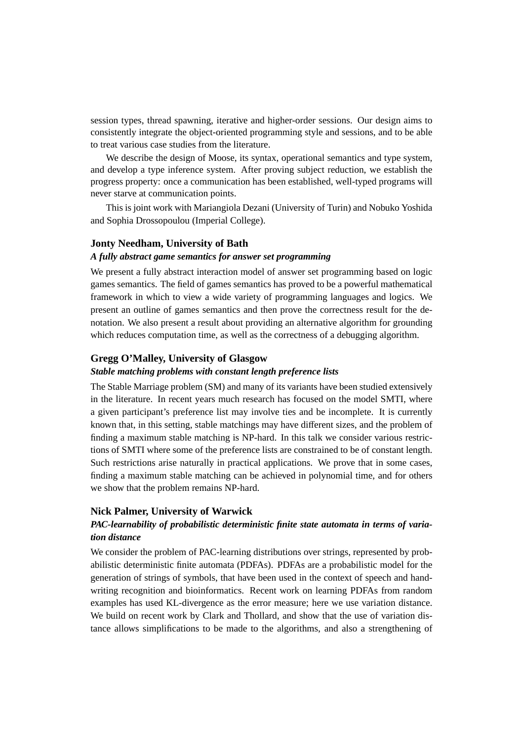session types, thread spawning, iterative and higher-order sessions. Our design aims to consistently integrate the object-oriented programming style and sessions, and to be able to treat various case studies from the literature.

We describe the design of Moose, its syntax, operational semantics and type system, and develop a type inference system. After proving subject reduction, we establish the progress property: once a communication has been established, well-typed programs will never starve at communication points.

This is joint work with Mariangiola Dezani (University of Turin) and Nobuko Yoshida and Sophia Drossopoulou (Imperial College).

### Jonty Needham, University of Bath

***A fully abstract game semantics for answer set programming***

We present a fully abstract interaction model of answer set programming based on logic games semantics. The field of games semantics has proved to be a powerful mathematical framework in which to view a wide variety of programming languages and logics. We present an outline of games semantics and then prove the correctness result for the denotation. We also present a result about providing an alternative algorithm for grounding which reduces computation time, as well as the correctness of a debugging algorithm.

### Gregg O'Malley, University of Glasgow

***Stable matching problems with constant length preference lists***

The Stable Marriage problem (SM) and many of its variants have been studied extensively in the literature. In recent years much research has focused on the model SMTI, where a given participant's preference list may involve ties and be incomplete. It is currently known that, in this setting, stable matchings may have different sizes, and the problem of finding a maximum stable matching is NP-hard. In this talk we consider various restrictions of SMTI where some of the preference lists are constrained to be of constant length. Such restrictions arise naturally in practical applications. We prove that in some cases, finding a maximum stable matching can be achieved in polynomial time, and for others we show that the problem remains NP-hard.

### Nick Palmer, University of Warwick

***PAC-learnability of probabilistic deterministic finite state automata in terms of variation distance***

We consider the problem of PAC-learning distributions over strings, represented by probabilistic deterministic finite automata (PDFAs). PDFAs are a probabilistic model for the generation of strings of symbols, that have been used in the context of speech and handwriting recognition and bioinformatics. Recent work on learning PDFAs from random examples has used KL-divergence as the error measure; here we use variation distance. We build on recent work by Clark and Thollard, and show that the use of variation distance allows simplifications to be made to the algorithms, and also a strengthening of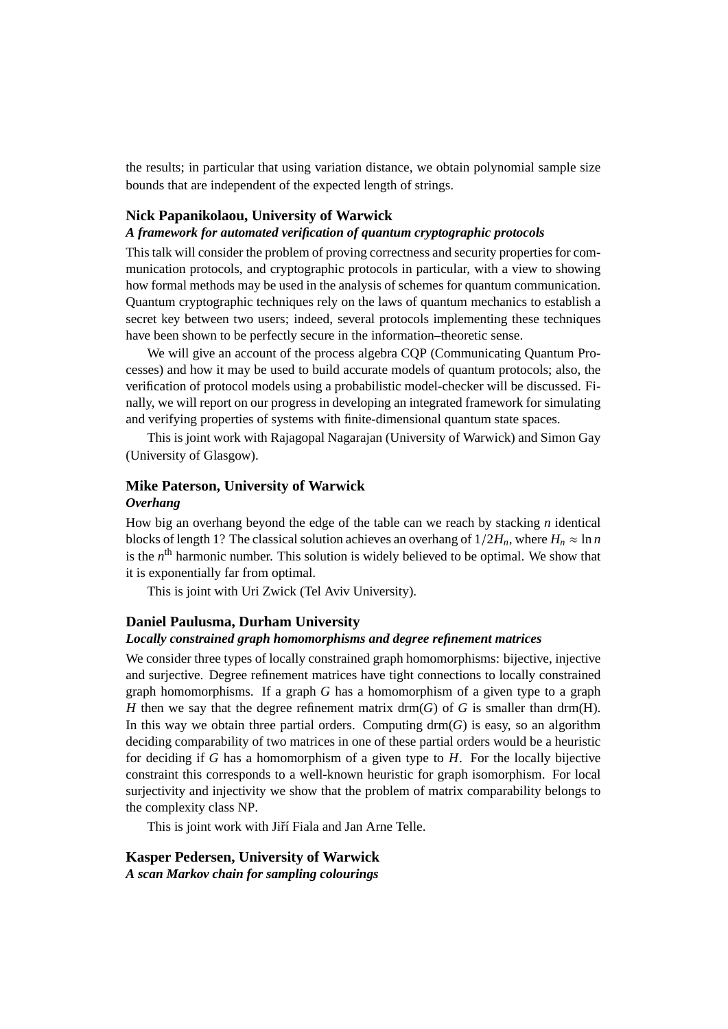the results; in particular that using variation distance, we obtain polynomial sample size bounds that are independent of the expected length of strings.

### Nick Papanikolaou, University of Warwick

***A framework for automated verification of quantum cryptographic protocols***

This talk will consider the problem of proving correctness and security properties for communication protocols, and cryptographic protocols in particular, with a view to showing how formal methods may be used in the analysis of schemes for quantum communication. Quantum cryptographic techniques rely on the laws of quantum mechanics to establish a secret key between two users; indeed, several protocols implementing these techniques have been shown to be perfectly secure in the information–theoretic sense.

We will give an account of the process algebra CQP (Communicating Quantum Processes) and how it may be used to build accurate models of quantum protocols; also, the verification of protocol models using a probabilistic model-checker will be discussed. Finally, we will report on our progress in developing an integrated framework for simulating and verifying properties of systems with finite-dimensional quantum state spaces.

This is joint work with Rajagopal Nagarajan (University of Warwick) and Simon Gay (University of Glasgow).

### Mike Paterson, University of Warwick

***Overhang***

How big an overhang beyond the edge of the table can we reach by stacking $n$ identical blocks of length 1? The classical solution achieves an overhang of $1/2H_n$, where $H_n \approx \ln n$ is the $n^{\text{th}}$ harmonic number. This solution is widely believed to be optimal. We show that it is exponentially far from optimal.

This is joint with Uri Zwick (Tel Aviv University).

### Daniel Paulusma, Durham University

***Locally constrained graph homomorphisms and degree refinement matrices***

We consider three types of locally constrained graph homomorphisms: bijective, injective and surjective. Degree refinement matrices have tight connections to locally constrained graph homomorphisms. If a graph $G$ has a homomorphism of a given type to a graph $H$ then we say that the degree refinement matrix drm($G$) of $G$ is smaller than drm(H). In this way we obtain three partial orders. Computing drm($G$) is easy, so an algorithm deciding comparability of two matrices in one of these partial orders would be a heuristic for deciding if $G$ has a homomorphism of a given type to $H$. For the locally bijective constraint this corresponds to a well-known heuristic for graph isomorphism. For local surjectivity and injectivity we show that the problem of matrix comparability belongs to the complexity class NP.

This is joint work with Jiří Fiala and Jan Arne Telle.

### Kasper Pedersen, University of Warwick

***A scan Markov chain for sampling colourings***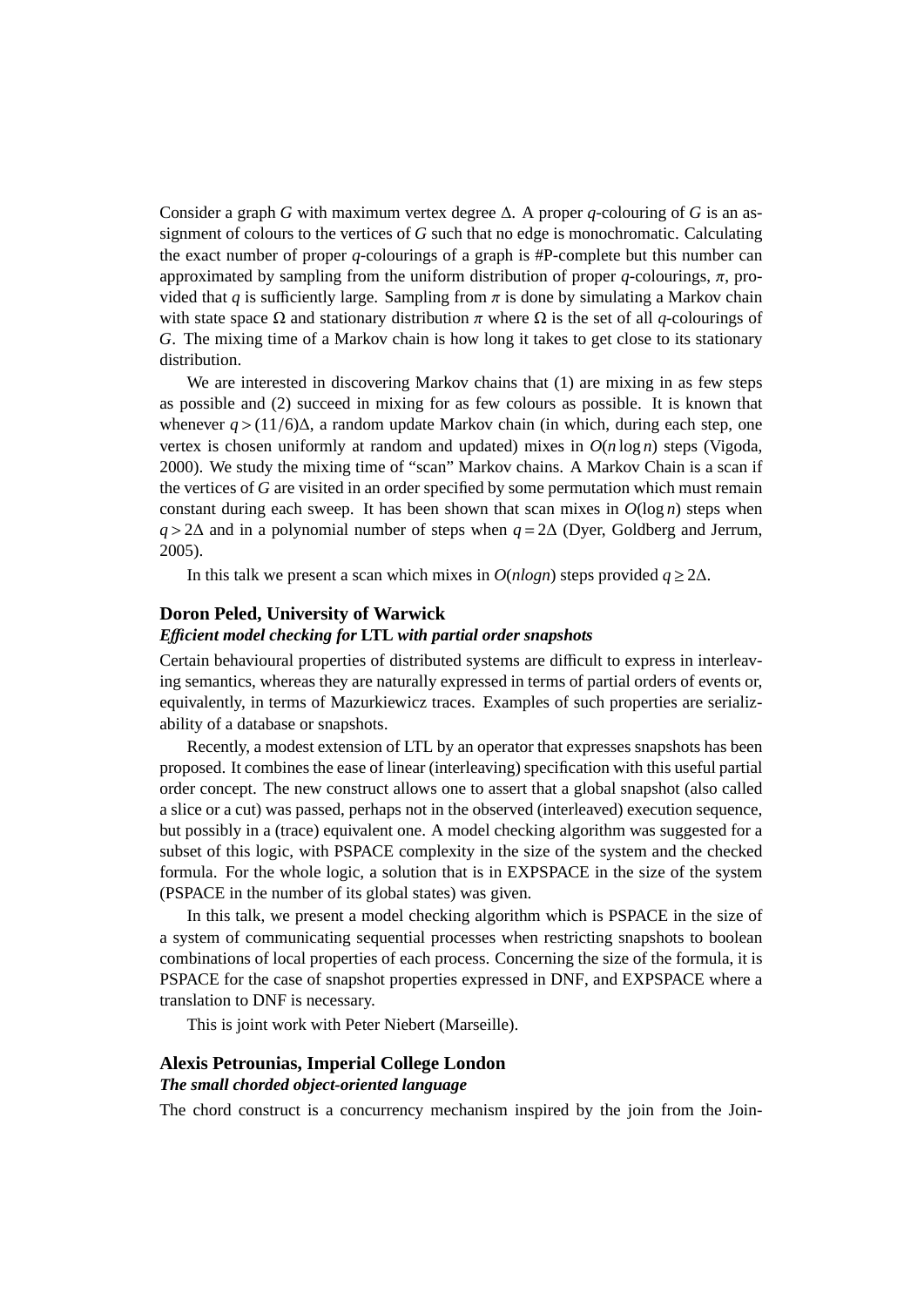Consider a graph $G$ with maximum vertex degree $\Delta$. A proper $q$-colouring of $G$ is an assignment of colours to the vertices of $G$ such that no edge is monochromatic. Calculating the exact number of proper $q$-colourings of a graph is #P-complete but this number can approximated by sampling from the uniform distribution of proper $q$-colourings, $\pi$, provided that $q$ is sufficiently large. Sampling from $\pi$ is done by simulating a Markov chain with state space $\Omega$ and stationary distribution $\pi$ where $\Omega$ is the set of all $q$-colourings of $G$. The mixing time of a Markov chain is how long it takes to get close to its stationary distribution.

We are interested in discovering Markov chains that (1) are mixing in as few steps as possible and (2) succeed in mixing for as few colours as possible. It is known that whenever $q > (11/6)\Delta$, a random update Markov chain (in which, during each step, one vertex is chosen uniformly at random and updated) mixes in $O(n \log n)$ steps (Vigoda, 2000). We study the mixing time of "scan" Markov chains. A Markov Chain is a scan if the vertices of $G$ are visited in an order specified by some permutation which must remain constant during each sweep. It has been shown that scan mixes in $O(\log n)$ steps when $q > 2\Delta$ and in a polynomial number of steps when $q = 2\Delta$ (Dyer, Goldberg and Jerrum, 2005).

In this talk we present a scan which mixes in $O(nlogn)$ steps provided $q \geq 2\Delta$.

### Doron Peled, University of Warwick

***Efficient model checking for* LTL *with partial order snapshots***

Certain behavioural properties of distributed systems are difficult to express in interleaving semantics, whereas they are naturally expressed in terms of partial orders of events or, equivalently, in terms of Mazurkiewicz traces. Examples of such properties are serializability of a database or snapshots.

Recently, a modest extension of LTL by an operator that expresses snapshots has been proposed. It combines the ease of linear (interleaving) specification with this useful partial order concept. The new construct allows one to assert that a global snapshot (also called a slice or a cut) was passed, perhaps not in the observed (interleaved) execution sequence, but possibly in a (trace) equivalent one. A model checking algorithm was suggested for a subset of this logic, with PSPACE complexity in the size of the system and the checked formula. For the whole logic, a solution that is in EXPSPACE in the size of the system (PSPACE in the number of its global states) was given.

In this talk, we present a model checking algorithm which is PSPACE in the size of a system of communicating sequential processes when restricting snapshots to boolean combinations of local properties of each process. Concerning the size of the formula, it is PSPACE for the case of snapshot properties expressed in DNF, and EXPSPACE where a translation to DNF is necessary.

This is joint work with Peter Niebert (Marseille).

### Alexis Petrounias, Imperial College London

***The small chorded object-oriented language***

The chord construct is a concurrency mechanism inspired by the join from the Join-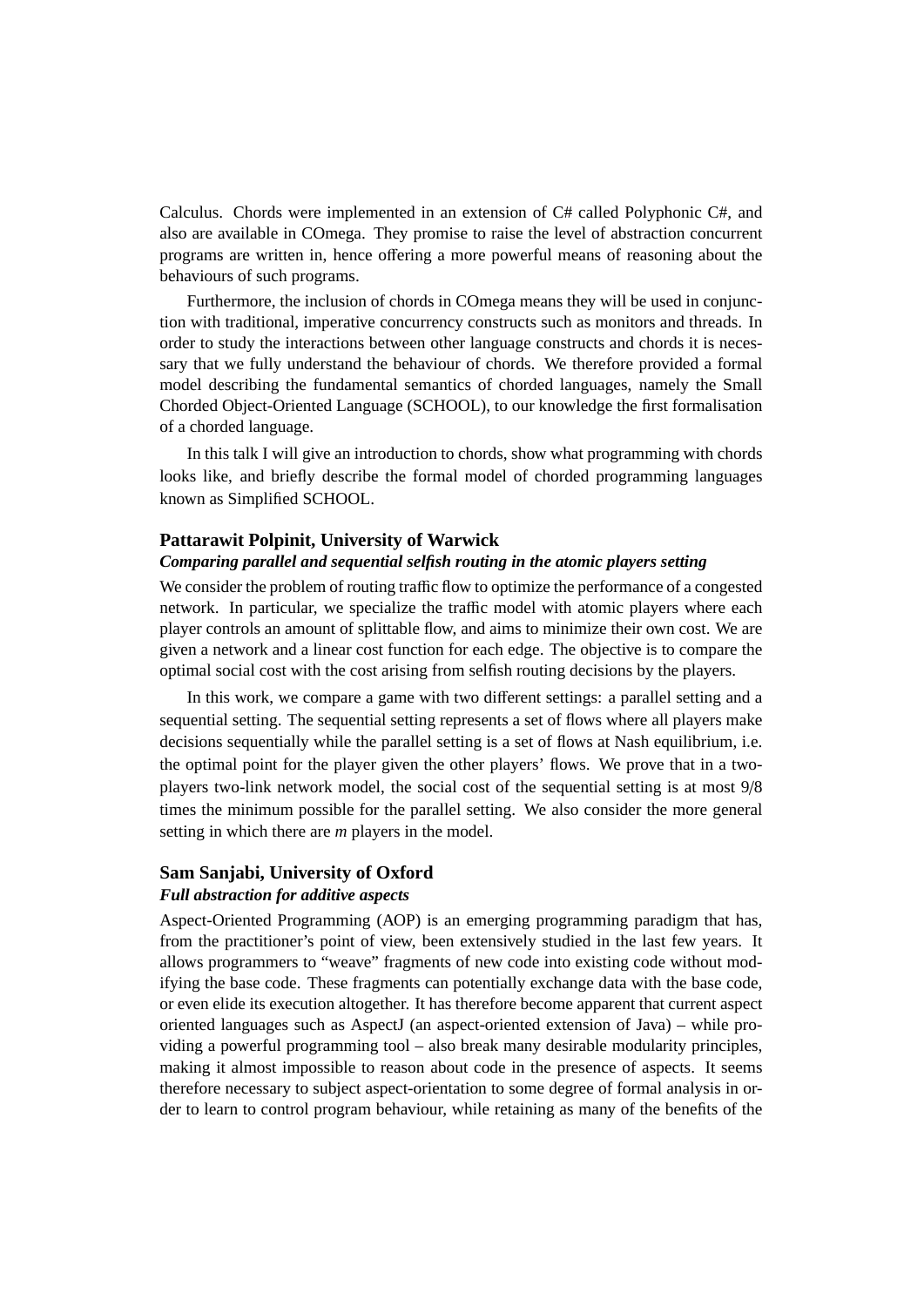Calculus. Chords were implemented in an extension of C# called Polyphonic C#, and also are available in COmega. They promise to raise the level of abstraction concurrent programs are written in, hence offering a more powerful means of reasoning about the behaviours of such programs.

Furthermore, the inclusion of chords in COmega means they will be used in conjunction with traditional, imperative concurrency constructs such as monitors and threads. In order to study the interactions between other language constructs and chords it is necessary that we fully understand the behaviour of chords. We therefore provided a formal model describing the fundamental semantics of chorded languages, namely the Small Chorded Object-Oriented Language (SCHOOL), to our knowledge the first formalisation of a chorded language.

In this talk I will give an introduction to chords, show what programming with chords looks like, and briefly describe the formal model of chorded programming languages known as Simplified SCHOOL.

### Pattarawit Polpinit, University of Warwick

***Comparing parallel and sequential selfish routing in the atomic players setting***

We consider the problem of routing traffic flow to optimize the performance of a congested network. In particular, we specialize the traffic model with atomic players where each player controls an amount of splittable flow, and aims to minimize their own cost. We are given a network and a linear cost function for each edge. The objective is to compare the optimal social cost with the cost arising from selfish routing decisions by the players.

In this work, we compare a game with two different settings: a parallel setting and a sequential setting. The sequential setting represents a set of flows where all players make decisions sequentially while the parallel setting is a set of flows at Nash equilibrium, i.e. the optimal point for the player given the other players' flows. We prove that in a two-players two-link network model, the social cost of the sequential setting is at most 9/8 times the minimum possible for the parallel setting. We also consider the more general setting in which there are $m$ players in the model.

### Sam Sanjabi, University of Oxford

***Full abstraction for additive aspects***

Aspect-Oriented Programming (AOP) is an emerging programming paradigm that has, from the practitioner's point of view, been extensively studied in the last few years. It allows programmers to "weave" fragments of new code into existing code without modifying the base code. These fragments can potentially exchange data with the base code, or even elide its execution altogether. It has therefore become apparent that current aspect oriented languages such as AspectJ (an aspect-oriented extension of Java) – while providing a powerful programming tool – also break many desirable modularity principles, making it almost impossible to reason about code in the presence of aspects. It seems therefore necessary to subject aspect-orientation to some degree of formal analysis in order to learn to control program behaviour, while retaining as many of the benefits of the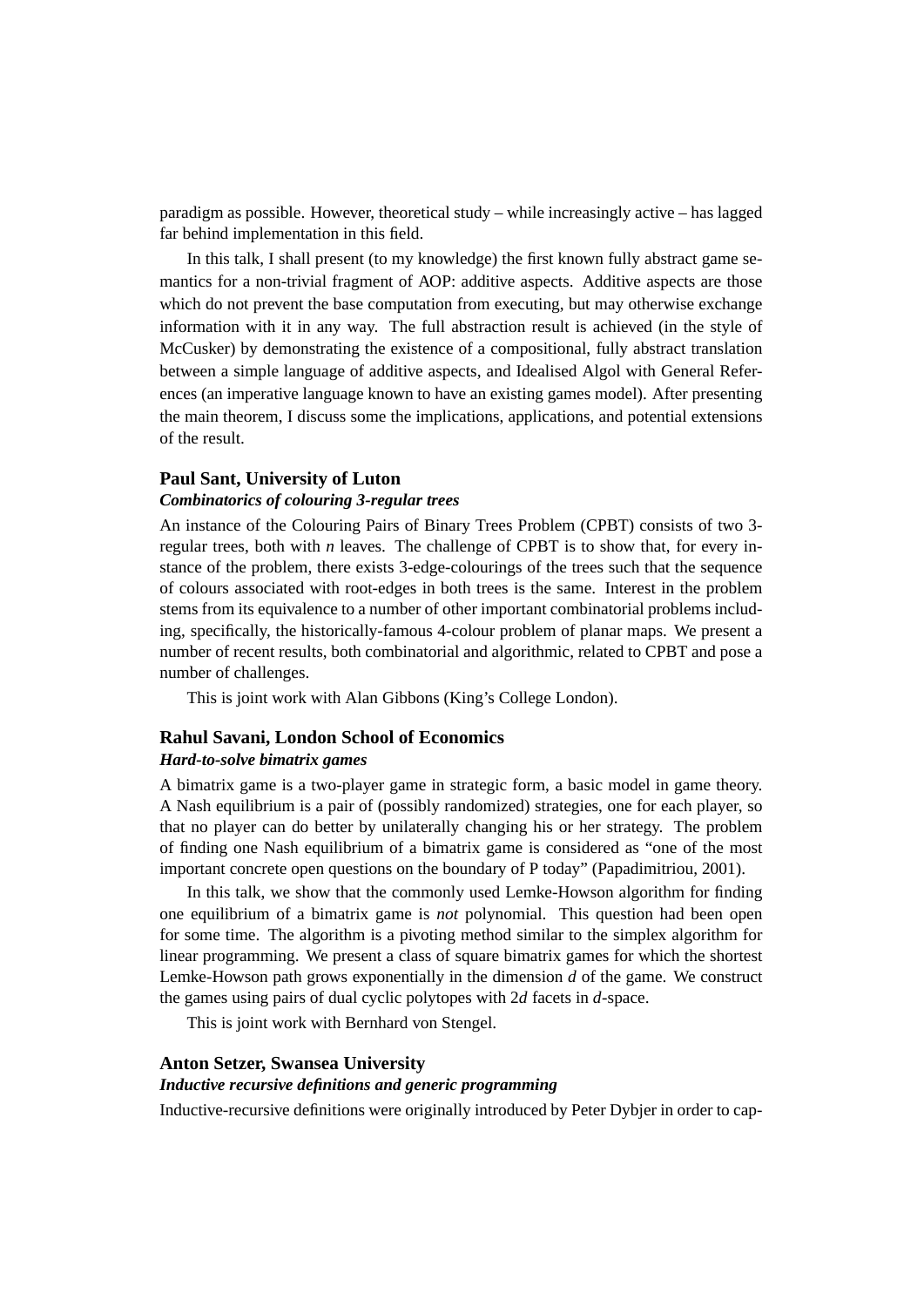paradigm as possible. However, theoretical study – while increasingly active – has lagged far behind implementation in this field.

In this talk, I shall present (to my knowledge) the first known fully abstract game semantics for a non-trivial fragment of AOP: additive aspects. Additive aspects are those which do not prevent the base computation from executing, but may otherwise exchange information with it in any way. The full abstraction result is achieved (in the style of McCusker) by demonstrating the existence of a compositional, fully abstract translation between a simple language of additive aspects, and Idealised Algol with General References (an imperative language known to have an existing games model). After presenting the main theorem, I discuss some the implications, applications, and potential extensions of the result.

### Paul Sant, University of Luton

***Combinatorics of colouring 3-regular trees***

An instance of the Colouring Pairs of Binary Trees Problem (CPBT) consists of two 3-regular trees, both with $n$ leaves. The challenge of CPBT is to show that, for every instance of the problem, there exists 3-edge-colourings of the trees such that the sequence of colours associated with root-edges in both trees is the same. Interest in the problem stems from its equivalence to a number of other important combinatorial problems including, specifically, the historically-famous 4-colour problem of planar maps. We present a number of recent results, both combinatorial and algorithmic, related to CPBT and pose a number of challenges.

This is joint work with Alan Gibbons (King's College London).

### Rahul Savani, London School of Economics

***Hard-to-solve bimatrix games***

A bimatrix game is a two-player game in strategic form, a basic model in game theory. A Nash equilibrium is a pair of (possibly randomized) strategies, one for each player, so that no player can do better by unilaterally changing his or her strategy. The problem of finding one Nash equilibrium of a bimatrix game is considered as "one of the most important concrete open questions on the boundary of P today" (Papadimitriou, 2001).

In this talk, we show that the commonly used Lemke-Howson algorithm for finding one equilibrium of a bimatrix game is *not* polynomial. This question had been open for some time. The algorithm is a pivoting method similar to the simplex algorithm for linear programming. We present a class of square bimatrix games for which the shortest Lemke-Howson path grows exponentially in the dimension $d$ of the game. We construct the games using pairs of dual cyclic polytopes with $2d$ facets in $d$-space.

This is joint work with Bernhard von Stengel.

### Anton Setzer, Swansea University

***Inductive recursive definitions and generic programming***

Inductive-recursive definitions were originally introduced by Peter Dybjer in order to cap-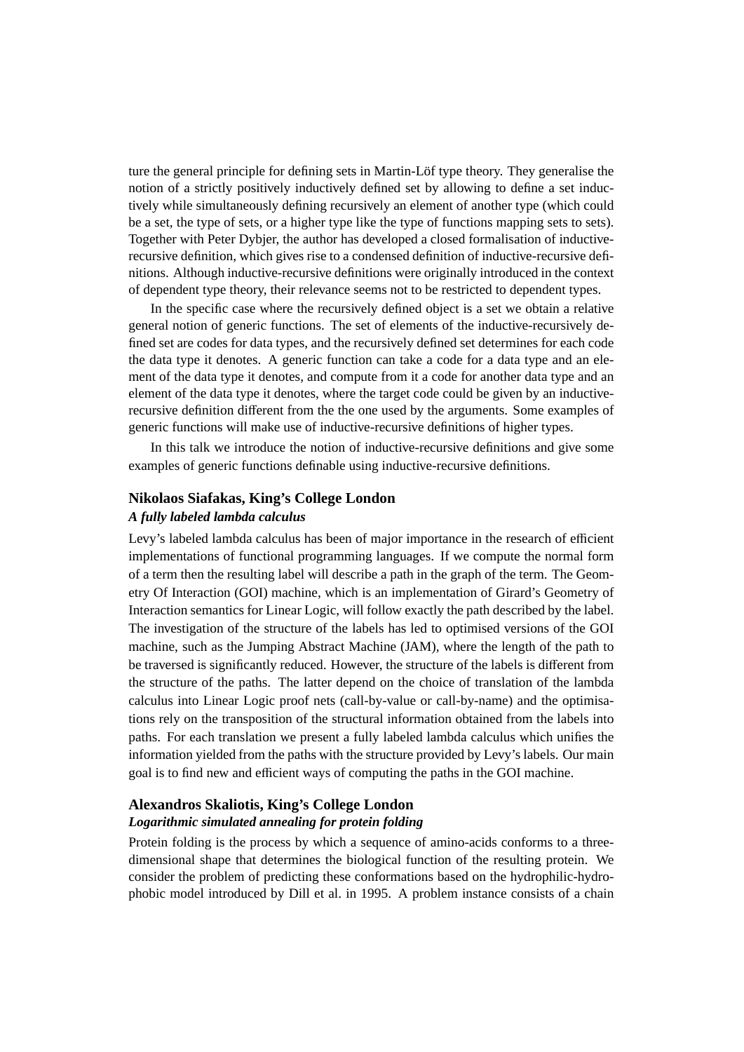ture the general principle for defining sets in Martin-Löf type theory. They generalise the notion of a strictly positively inductively defined set by allowing to define a set inductively while simultaneously defining recursively an element of another type (which could be a set, the type of sets, or a higher type like the type of functions mapping sets to sets). Together with Peter Dybjer, the author has developed a closed formalisation of inductive-recursive definition, which gives rise to a condensed definition of inductive-recursive definitions. Although inductive-recursive definitions were originally introduced in the context of dependent type theory, their relevance seems not to be restricted to dependent types.

In the specific case where the recursively defined object is a set we obtain a relative general notion of generic functions. The set of elements of the inductive-recursively defined set are codes for data types, and the recursively defined set determines for each code the data type it denotes. A generic function can take a code for a data type and an element of the data type it denotes, and compute from it a code for another data type and an element of the data type it denotes, where the target code could be given by an inductive-recursive definition different from the the one used by the arguments. Some examples of generic functions will make use of inductive-recursive definitions of higher types.

In this talk we introduce the notion of inductive-recursive definitions and give some examples of generic functions definable using inductive-recursive definitions.

### Nikolaos Siafakas, King's College London

***A fully labeled lambda calculus***

Levy's labeled lambda calculus has been of major importance in the research of efficient implementations of functional programming languages. If we compute the normal form of a term then the resulting label will describe a path in the graph of the term. The Geometry Of Interaction (GOI) machine, which is an implementation of Girard's Geometry of Interaction semantics for Linear Logic, will follow exactly the path described by the label. The investigation of the structure of the labels has led to optimised versions of the GOI machine, such as the Jumping Abstract Machine (JAM), where the length of the path to be traversed is significantly reduced. However, the structure of the labels is different from the structure of the paths. The latter depend on the choice of translation of the lambda calculus into Linear Logic proof nets (call-by-value or call-by-name) and the optimisations rely on the transposition of the structural information obtained from the labels into paths. For each translation we present a fully labeled lambda calculus which unifies the information yielded from the paths with the structure provided by Levy's labels. Our main goal is to find new and efficient ways of computing the paths in the GOI machine.

### Alexandros Skaliotis, King's College London

***Logarithmic simulated annealing for protein folding***

Protein folding is the process by which a sequence of amino-acids conforms to a three-dimensional shape that determines the biological function of the resulting protein. We consider the problem of predicting these conformations based on the hydrophilic-hydrophobic model introduced by Dill et al. in 1995. A problem instance consists of a chain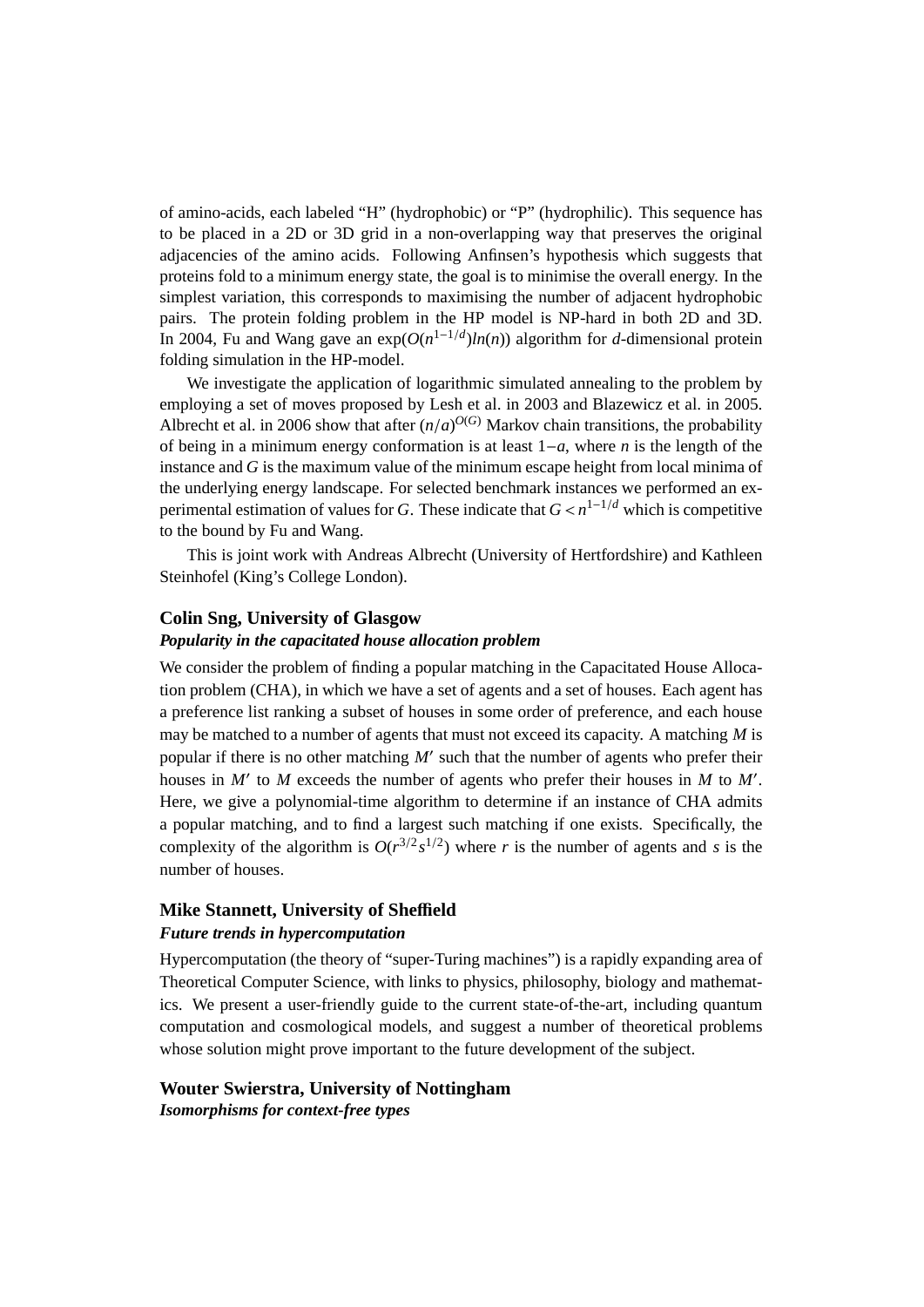of amino-acids, each labeled "H" (hydrophobic) or "P" (hydrophilic). This sequence has to be placed in a 2D or 3D grid in a non-overlapping way that preserves the original adjacencies of the amino acids. Following Anfinsen's hypothesis which suggests that proteins fold to a minimum energy state, the goal is to minimise the overall energy. In the simplest variation, this corresponds to maximising the number of adjacent hydrophobic pairs. The protein folding problem in the HP model is NP-hard in both 2D and 3D. In 2004, Fu and Wang gave an $\exp(O(n^{1-1/d})ln(n))$ algorithm for $d$-dimensional protein folding simulation in the HP-model.

We investigate the application of logarithmic simulated annealing to the problem by employing a set of moves proposed by Lesh et al. in 2003 and Blazewicz et al. in 2005. Albrecht et al. in 2006 show that after $(n/a)^{O(G)}$ Markov chain transitions, the probability of being in a minimum energy conformation is at least $1-a$, where $n$ is the length of the instance and $G$ is the maximum value of the minimum escape height from local minima of the underlying energy landscape. For selected benchmark instances we performed an experimental estimation of values for $G$. These indicate that $G < n^{1-1/d}$ which is competitive to the bound by Fu and Wang.

This is joint work with Andreas Albrecht (University of Hertfordshire) and Kathleen Steinhofel (King's College London).

### Colin Sng, University of Glasgow

***Popularity in the capacitated house allocation problem***

We consider the problem of finding a popular matching in the Capacitated House Allocation problem (CHA), in which we have a set of agents and a set of houses. Each agent has a preference list ranking a subset of houses in some order of preference, and each house may be matched to a number of agents that must not exceed its capacity. A matching $M$ is popular if there is no other matching $M'$ such that the number of agents who prefer their houses in $M'$ to $M$ exceeds the number of agents who prefer their houses in $M$ to $M'$. Here, we give a polynomial-time algorithm to determine if an instance of CHA admits a popular matching, and to find a largest such matching if one exists. Specifically, the complexity of the algorithm is $O(r^{3/2}s^{1/2})$ where $r$ is the number of agents and $s$ is the number of houses.

### Mike Stannett, University of Sheffield

***Future trends in hypercomputation***

Hypercomputation (the theory of "super-Turing machines") is a rapidly expanding area of Theoretical Computer Science, with links to physics, philosophy, biology and mathematics. We present a user-friendly guide to the current state-of-the-art, including quantum computation and cosmological models, and suggest a number of theoretical problems whose solution might prove important to the future development of the subject.

### Wouter Swierstra, University of Nottingham

***Isomorphisms for context-free types***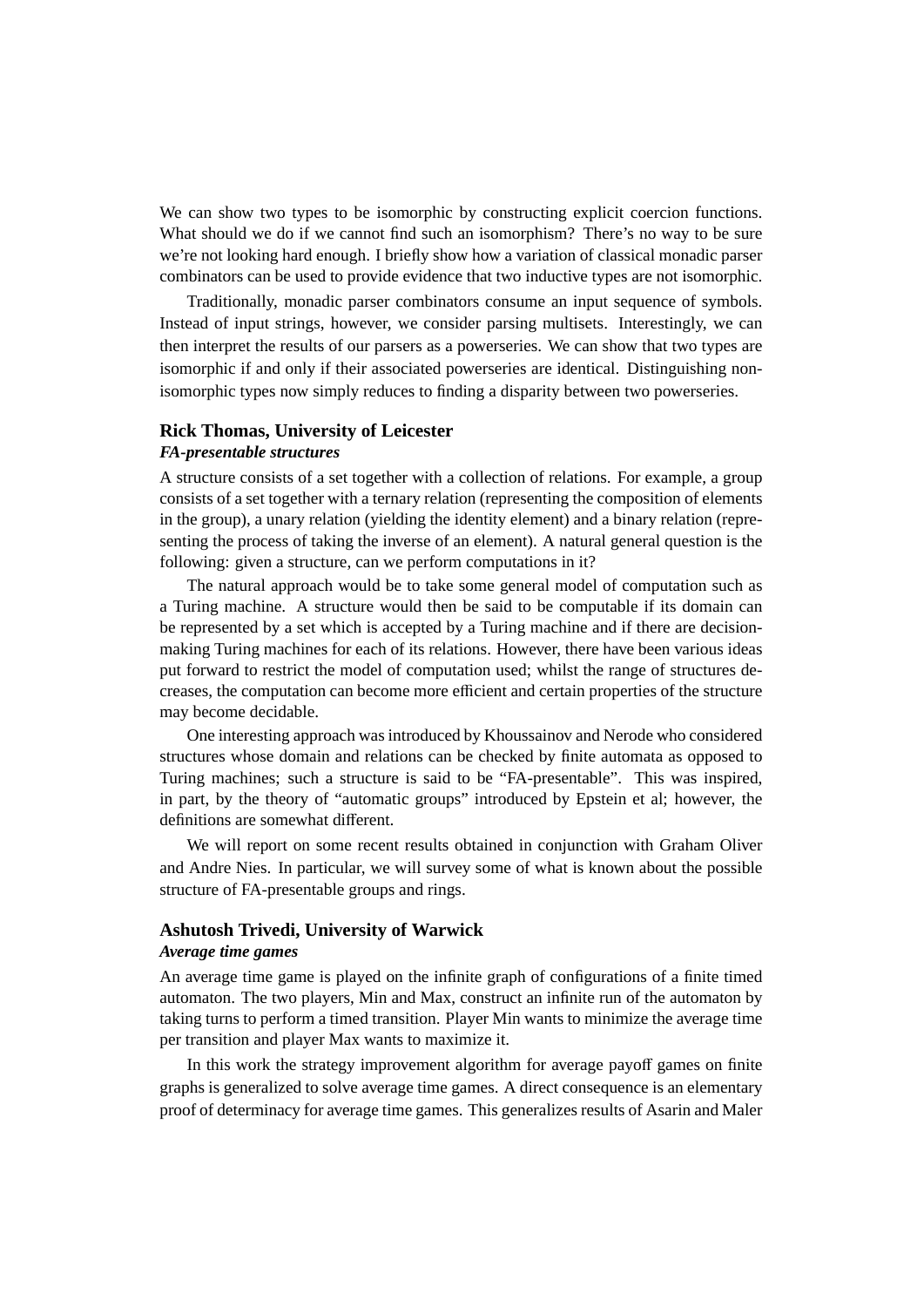We can show two types to be isomorphic by constructing explicit coercion functions. What should we do if we cannot find such an isomorphism? There's no way to be sure we're not looking hard enough. I briefly show how a variation of classical monadic parser combinators can be used to provide evidence that two inductive types are not isomorphic.

Traditionally, monadic parser combinators consume an input sequence of symbols. Instead of input strings, however, we consider parsing multisets. Interestingly, we can then interpret the results of our parsers as a powerseries. We can show that two types are isomorphic if and only if their associated powerseries are identical. Distinguishing non-isomorphic types now simply reduces to finding a disparity between two powerseries.

### Rick Thomas, University of Leicester

***FA-presentable structures***

A structure consists of a set together with a collection of relations. For example, a group consists of a set together with a ternary relation (representing the composition of elements in the group), a unary relation (yielding the identity element) and a binary relation (representing the process of taking the inverse of an element). A natural general question is the following: given a structure, can we perform computations in it?

The natural approach would be to take some general model of computation such as a Turing machine. A structure would then be said to be computable if its domain can be represented by a set which is accepted by a Turing machine and if there are decision-making Turing machines for each of its relations. However, there have been various ideas put forward to restrict the model of computation used; whilst the range of structures decreases, the computation can become more efficient and certain properties of the structure may become decidable.

One interesting approach was introduced by Khoussainov and Nerode who considered structures whose domain and relations can be checked by finite automata as opposed to Turing machines; such a structure is said to be "FA-presentable". This was inspired, in part, by the theory of "automatic groups" introduced by Epstein et al; however, the definitions are somewhat different.

We will report on some recent results obtained in conjunction with Graham Oliver and Andre Nies. In particular, we will survey some of what is known about the possible structure of FA-presentable groups and rings.

### Ashutosh Trivedi, University of Warwick

***Average time games***

An average time game is played on the infinite graph of configurations of a finite timed automaton. The two players, Min and Max, construct an infinite run of the automaton by taking turns to perform a timed transition. Player Min wants to minimize the average time per transition and player Max wants to maximize it.

In this work the strategy improvement algorithm for average payoff games on finite graphs is generalized to solve average time games. A direct consequence is an elementary proof of determinacy for average time games. This generalizes results of Asarin and Maler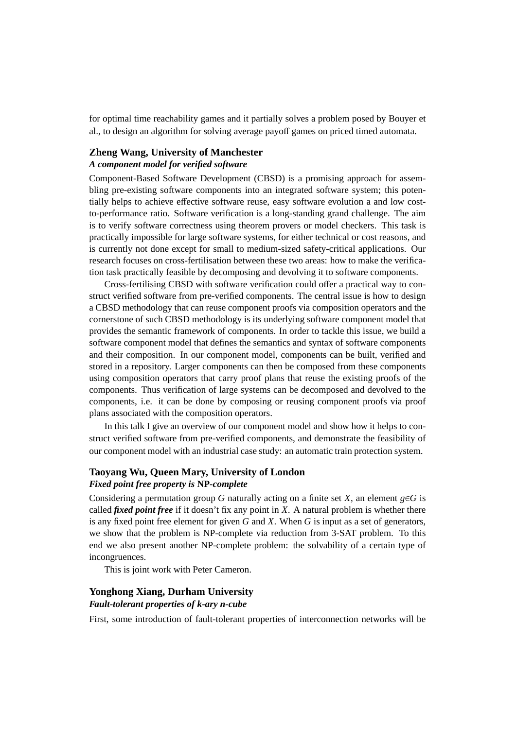for optimal time reachability games and it partially solves a problem posed by Bouyer et al., to design an algorithm for solving average payoff games on priced timed automata.

### Zheng Wang, University of Manchester

***A component model for verified software***

Component-Based Software Development (CBSD) is a promising approach for assembling pre-existing software components into an integrated software system; this potentially helps to achieve effective software reuse, easy software evolution a and low cost-to-performance ratio. Software verification is a long-standing grand challenge. The aim is to verify software correctness using theorem provers or model checkers. This task is practically impossible for large software systems, for either technical or cost reasons, and is currently not done except for small to medium-sized safety-critical applications. Our research focuses on cross-fertilisation between these two areas: how to make the verification task practically feasible by decomposing and devolving it to software components.

Cross-fertilising CBSD with software verification could offer a practical way to construct verified software from pre-verified components. The central issue is how to design a CBSD methodology that can reuse component proofs via composition operators and the cornerstone of such CBSD methodology is its underlying software component model that provides the semantic framework of components. In order to tackle this issue, we build a software component model that defines the semantics and syntax of software components and their composition. In our component model, components can be built, verified and stored in a repository. Larger components can then be composed from these components using composition operators that carry proof plans that reuse the existing proofs of the components. Thus verification of large systems can be decomposed and devolved to the components, i.e. it can be done by composing or reusing component proofs via proof plans associated with the composition operators.

In this talk I give an overview of our component model and show how it helps to construct verified software from pre-verified components, and demonstrate the feasibility of our component model with an industrial case study: an automatic train protection system.

### Taoyang Wu, Queen Mary, University of London

***Fixed point free property is* NP*-complete***

Considering a permutation group $G$ naturally acting on a finite set $X$, an element $g \in G$ is called ***fixed point free*** if it doesn't fix any point in $X$. A natural problem is whether there is any fixed point free element for given $G$ and $X$. When $G$ is input as a set of generators, we show that the problem is NP-complete via reduction from 3-SAT problem. To this end we also present another NP-complete problem: the solvability of a certain type of incongruences.

This is joint work with Peter Cameron.

### Yonghong Xiang, Durham University

***Fault-tolerant properties of k-ary n-cube***

First, some introduction of fault-tolerant properties of interconnection networks will be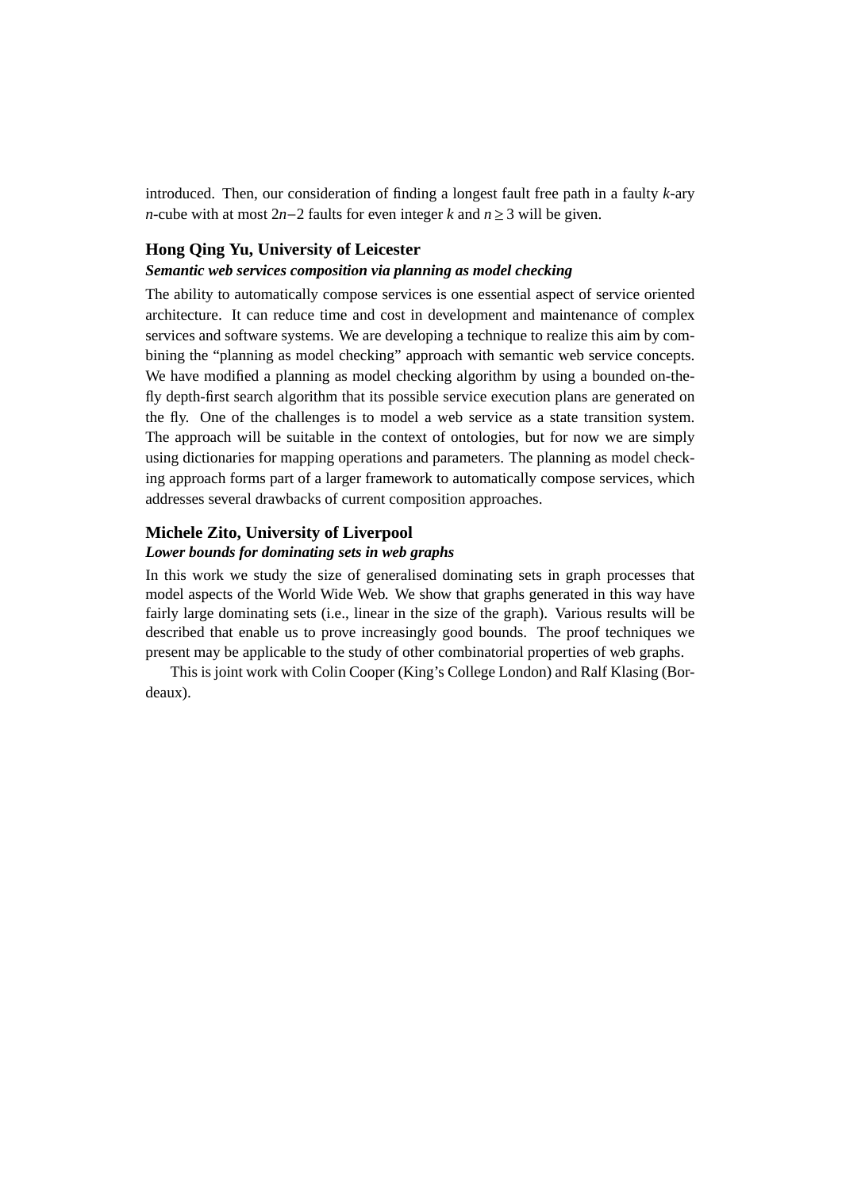introduced. Then, our consideration of finding a longest fault free path in a faulty $k$-ary $n$-cube with at most $2n-2$ faults for even integer $k$ and $n \geq 3$ will be given.

### Hong Qing Yu, University of Leicester

***Semantic web services composition via planning as model checking***

The ability to automatically compose services is one essential aspect of service oriented architecture. It can reduce time and cost in development and maintenance of complex services and software systems. We are developing a technique to realize this aim by combining the "planning as model checking" approach with semantic web service concepts. We have modified a planning as model checking algorithm by using a bounded on-the-fly depth-first search algorithm that its possible service execution plans are generated on the fly. One of the challenges is to model a web service as a state transition system. The approach will be suitable in the context of ontologies, but for now we are simply using dictionaries for mapping operations and parameters. The planning as model checking approach forms part of a larger framework to automatically compose services, which addresses several drawbacks of current composition approaches.

### Michele Zito, University of Liverpool

***Lower bounds for dominating sets in web graphs***

In this work we study the size of generalised dominating sets in graph processes that model aspects of the World Wide Web. We show that graphs generated in this way have fairly large dominating sets (i.e., linear in the size of the graph). Various results will be described that enable us to prove increasingly good bounds. The proof techniques we present may be applicable to the study of other combinatorial properties of web graphs.

This is joint work with Colin Cooper (King's College London) and Ralf Klasing (Bordeaux).